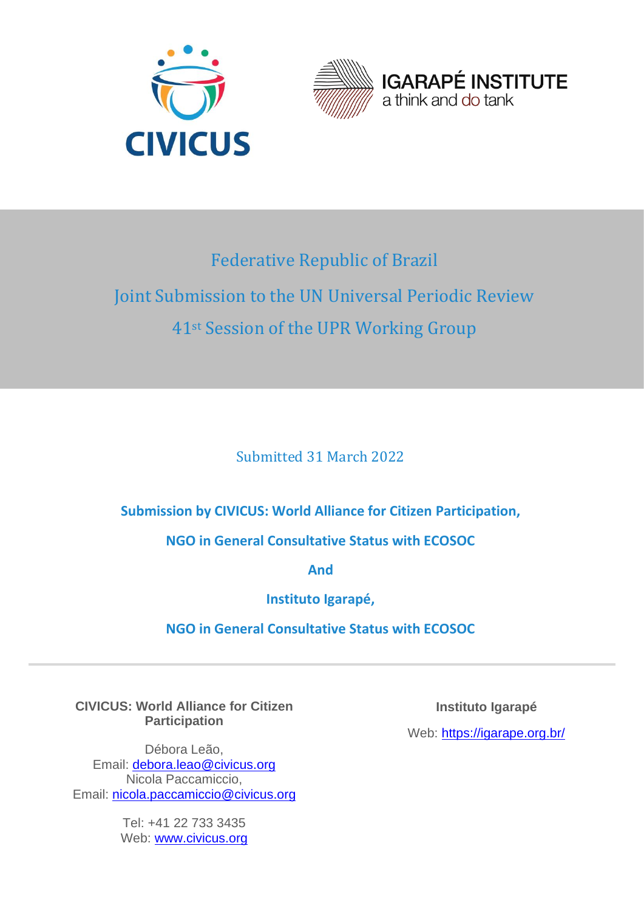CIVICUS

IGARAPÉ INSTITUTE
a think and do tank

# Federative Republic of Brazil

# Joint Submission to the UN Universal Periodic Review

# 41st Session of the UPR Working Group

Submitted 31 March 2022

**Submission by CIVICUS: World Alliance for Citizen Participation,**

**NGO in General Consultative Status with ECOSOC**

**And**

**Instituto Igarapé,**

**NGO in General Consultative Status with ECOSOC**

---

**CIVICUS: World Alliance for Citizen Participation**

Débora Leão,
Email: debora.leao@civicus.org
Nicola Paccamiccio,
Email: nicola.paccamiccio@civicus.org

Tel: +41 22 733 3435
Web: www.civicus.org

**Instituto Igarapé**

Web: https://igarape.org.br/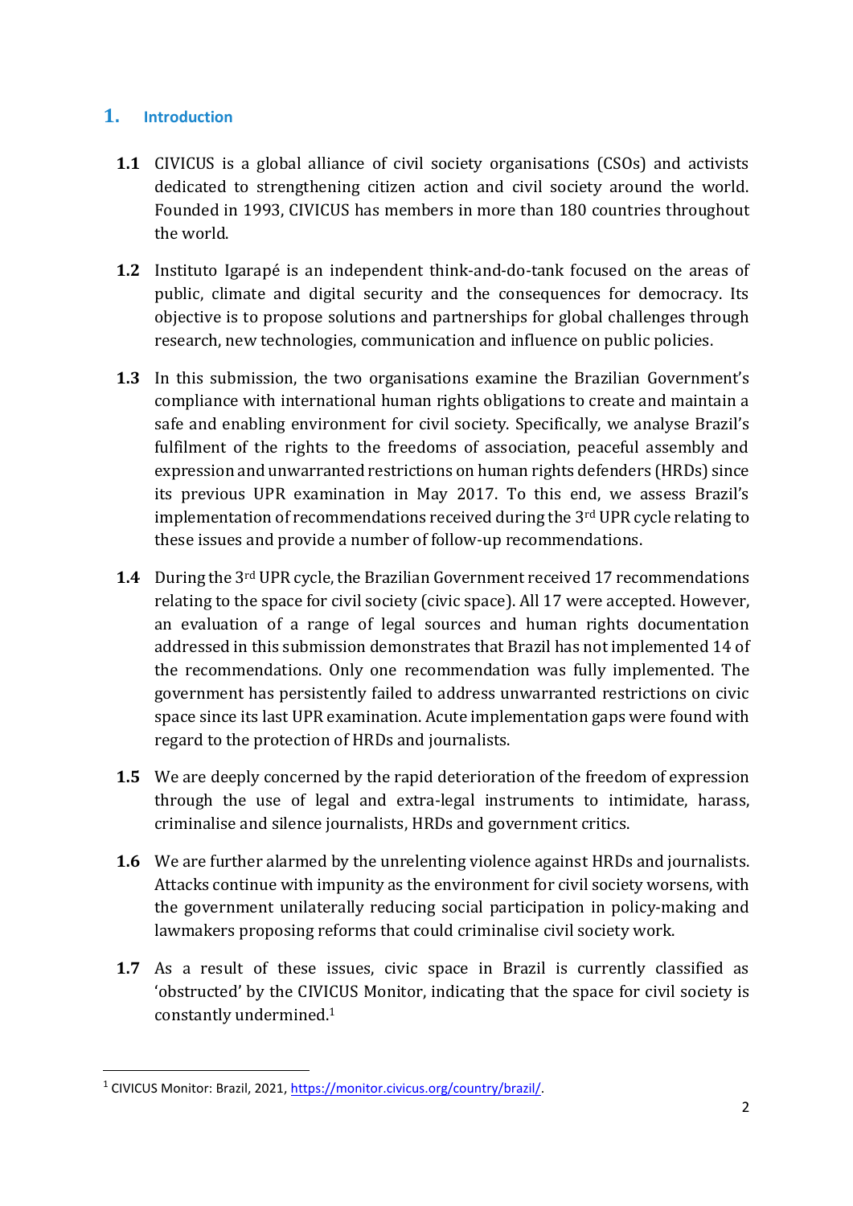## 1. Introduction

**1.1** CIVICUS is a global alliance of civil society organisations (CSOs) and activists dedicated to strengthening citizen action and civil society around the world. Founded in 1993, CIVICUS has members in more than 180 countries throughout the world.

**1.2** Instituto Igarapé is an independent think-and-do-tank focused on the areas of public, climate and digital security and the consequences for democracy. Its objective is to propose solutions and partnerships for global challenges through research, new technologies, communication and influence on public policies.

**1.3** In this submission, the two organisations examine the Brazilian Government's compliance with international human rights obligations to create and maintain a safe and enabling environment for civil society. Specifically, we analyse Brazil's fulfilment of the rights to the freedoms of association, peaceful assembly and expression and unwarranted restrictions on human rights defenders (HRDs) since its previous UPR examination in May 2017. To this end, we assess Brazil's implementation of recommendations received during the 3rd UPR cycle relating to these issues and provide a number of follow-up recommendations.

**1.4** During the 3rd UPR cycle, the Brazilian Government received 17 recommendations relating to the space for civil society (civic space). All 17 were accepted. However, an evaluation of a range of legal sources and human rights documentation addressed in this submission demonstrates that Brazil has not implemented 14 of the recommendations. Only one recommendation was fully implemented. The government has persistently failed to address unwarranted restrictions on civic space since its last UPR examination. Acute implementation gaps were found with regard to the protection of HRDs and journalists.

**1.5** We are deeply concerned by the rapid deterioration of the freedom of expression through the use of legal and extra-legal instruments to intimidate, harass, criminalise and silence journalists, HRDs and government critics.

**1.6** We are further alarmed by the unrelenting violence against HRDs and journalists. Attacks continue with impunity as the environment for civil society worsens, with the government unilaterally reducing social participation in policy-making and lawmakers proposing reforms that could criminalise civil society work.

**1.7** As a result of these issues, civic space in Brazil is currently classified as 'obstructed' by the CIVICUS Monitor, indicating that the space for civil society is constantly undermined.[1]

---

[1] CIVICUS Monitor: Brazil, 2021, https://monitor.civicus.org/country/brazil/.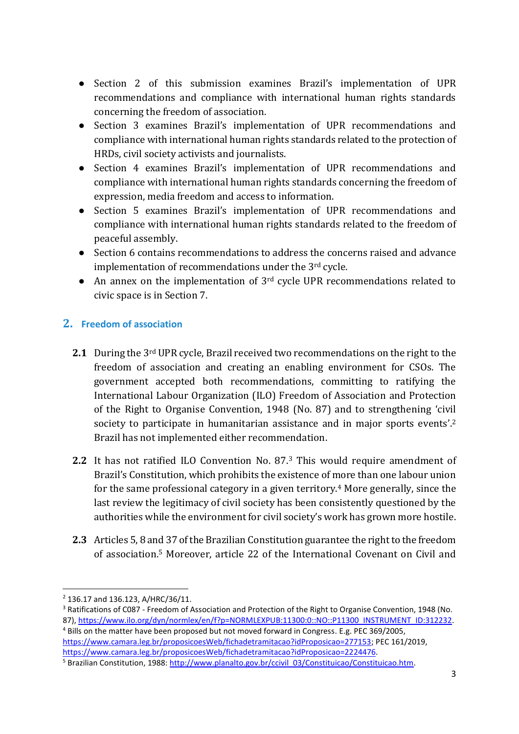- Section 2 of this submission examines Brazil's implementation of UPR recommendations and compliance with international human rights standards concerning the freedom of association.
- Section 3 examines Brazil's implementation of UPR recommendations and compliance with international human rights standards related to the protection of HRDs, civil society activists and journalists.
- Section 4 examines Brazil's implementation of UPR recommendations and compliance with international human rights standards concerning the freedom of expression, media freedom and access to information.
- Section 5 examines Brazil's implementation of UPR recommendations and compliance with international human rights standards related to the freedom of peaceful assembly.
- Section 6 contains recommendations to address the concerns raised and advance implementation of recommendations under the 3rd cycle.
- An annex on the implementation of 3rd cycle UPR recommendations related to civic space is in Section 7.

## 2. Freedom of association

**2.1** During the 3rd UPR cycle, Brazil received two recommendations on the right to the freedom of association and creating an enabling environment for CSOs. The government accepted both recommendations, committing to ratifying the International Labour Organization (ILO) Freedom of Association and Protection of the Right to Organise Convention, 1948 (No. 87) and to strengthening 'civil society to participate in humanitarian assistance and in major sports events'.[2] Brazil has not implemented either recommendation.

**2.2** It has not ratified ILO Convention No. 87.[3] This would require amendment of Brazil's Constitution, which prohibits the existence of more than one labour union for the same professional category in a given territory.[4] More generally, since the last review the legitimacy of civil society has been consistently questioned by the authorities while the environment for civil society's work has grown more hostile.

**2.3** Articles 5, 8 and 37 of the Brazilian Constitution guarantee the right to the freedom of association.[5] Moreover, article 22 of the International Covenant on Civil and

---

[2] 136.17 and 136.123, A/HRC/36/11.

[3] Ratifications of C087 - Freedom of Association and Protection of the Right to Organise Convention, 1948 (No. 87), https://www.ilo.org/dyn/normlex/en/f?p=NORMLEXPUB:11300:0::NO::P11300_INSTRUMENT_ID:312232.

[4] Bills on the matter have been proposed but not moved forward in Congress. E.g. PEC 369/2005, https://www.camara.leg.br/proposicoesWeb/fichadetramitacao?idProposicao=277153; PEC 161/2019, https://www.camara.leg.br/proposicoesWeb/fichadetramitacao?idProposicao=2224476.

[5] Brazilian Constitution, 1988: http://www.planalto.gov.br/ccivil_03/Constituicao/Constituicao.htm.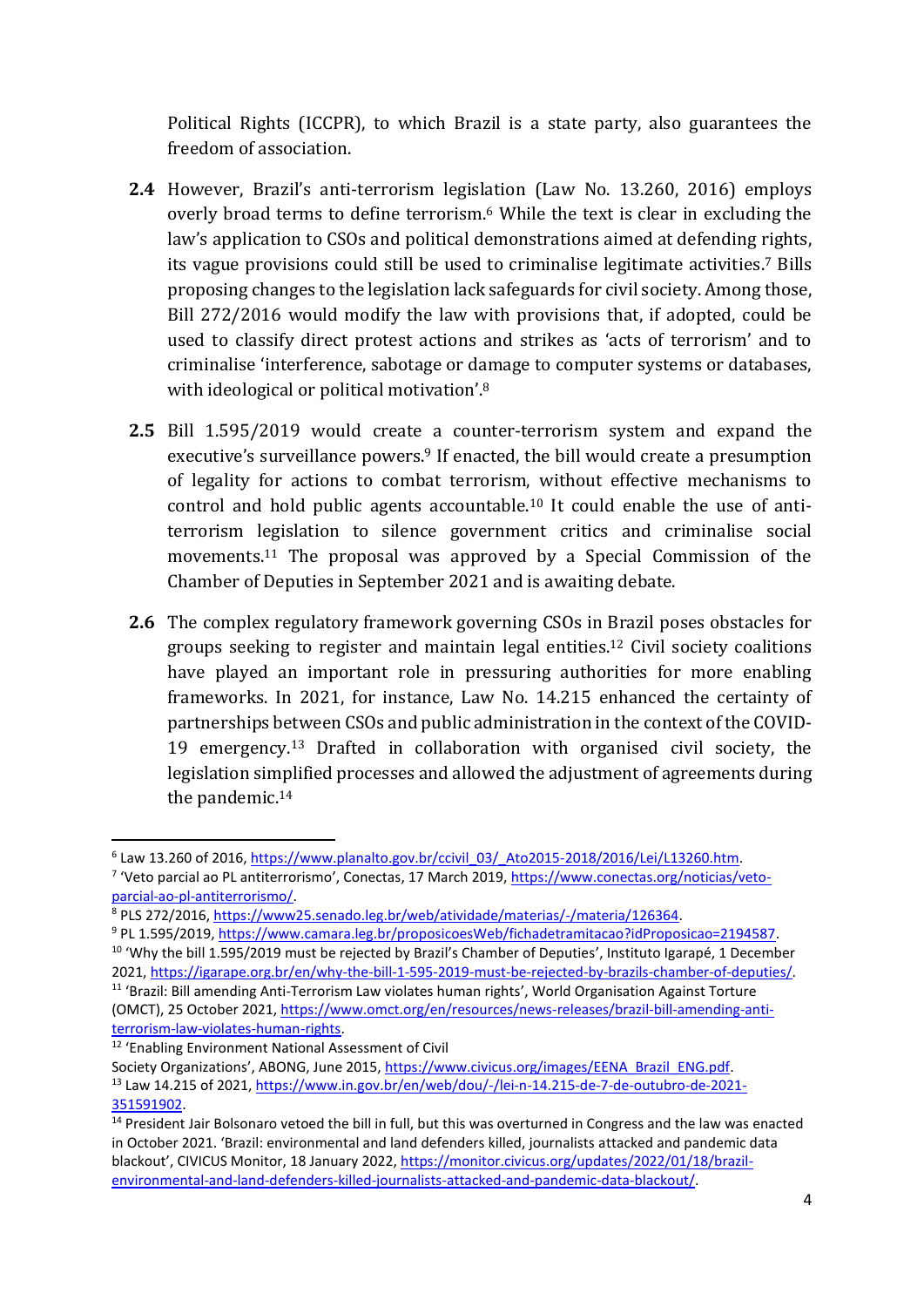Political Rights (ICCPR), to which Brazil is a state party, also guarantees the freedom of association.

**2.4** However, Brazil's anti-terrorism legislation (Law No. 13.260, 2016) employs overly broad terms to define terrorism.[6] While the text is clear in excluding the law's application to CSOs and political demonstrations aimed at defending rights, its vague provisions could still be used to criminalise legitimate activities.[7] Bills proposing changes to the legislation lack safeguards for civil society. Among those, Bill 272/2016 would modify the law with provisions that, if adopted, could be used to classify direct protest actions and strikes as 'acts of terrorism' and to criminalise 'interference, sabotage or damage to computer systems or databases, with ideological or political motivation'.[8]

**2.5** Bill 1.595/2019 would create a counter-terrorism system and expand the executive's surveillance powers.[9] If enacted, the bill would create a presumption of legality for actions to combat terrorism, without effective mechanisms to control and hold public agents accountable.[10] It could enable the use of anti-terrorism legislation to silence government critics and criminalise social movements.[11] The proposal was approved by a Special Commission of the Chamber of Deputies in September 2021 and is awaiting debate.

**2.6** The complex regulatory framework governing CSOs in Brazil poses obstacles for groups seeking to register and maintain legal entities.[12] Civil society coalitions have played an important role in pressuring authorities for more enabling frameworks. In 2021, for instance, Law No. 14.215 enhanced the certainty of partnerships between CSOs and public administration in the context of the COVID-19 emergency.[13] Drafted in collaboration with organised civil society, the legislation simplified processes and allowed the adjustment of agreements during the pandemic.[14]

---

[6] Law 13.260 of 2016, https://www.planalto.gov.br/ccivil_03/_Ato2015-2018/2016/Lei/L13260.htm.

[7] 'Veto parcial ao PL antiterrorismo', Conectas, 17 March 2019, https://www.conectas.org/noticias/veto-parcial-ao-pl-antiterrorismo/.

[8] PLS 272/2016, https://www25.senado.leg.br/web/atividade/materias/-/materia/126364.

[9] PL 1.595/2019, https://www.camara.leg.br/proposicoesWeb/fichadetramitacao?idProposicao=2194587.

[10] 'Why the bill 1.595/2019 must be rejected by Brazil's Chamber of Deputies', Instituto Igarapé, 1 December 2021, https://igarape.org.br/en/why-the-bill-1-595-2019-must-be-rejected-by-brazils-chamber-of-deputies/.

[11] 'Brazil: Bill amending Anti-Terrorism Law violates human rights', World Organisation Against Torture (OMCT), 25 October 2021, https://www.omct.org/en/resources/news-releases/brazil-bill-amending-anti-terrorism-law-violates-human-rights.

[12] 'Enabling Environment National Assessment of Civil Society Organizations', ABONG, June 2015, https://www.civicus.org/images/EENA_Brazil_ENG.pdf.

[13] Law 14.215 of 2021, https://www.in.gov.br/en/web/dou/-/lei-n-14.215-de-7-de-outubro-de-2021-351591902.

[14] President Jair Bolsonaro vetoed the bill in full, but this was overturned in Congress and the law was enacted in October 2021. 'Brazil: environmental and land defenders killed, journalists attacked and pandemic data blackout', CIVICUS Monitor, 18 January 2022, https://monitor.civicus.org/updates/2022/01/18/brazil-environmental-and-land-defenders-killed-journalists-attacked-and-pandemic-data-blackout/.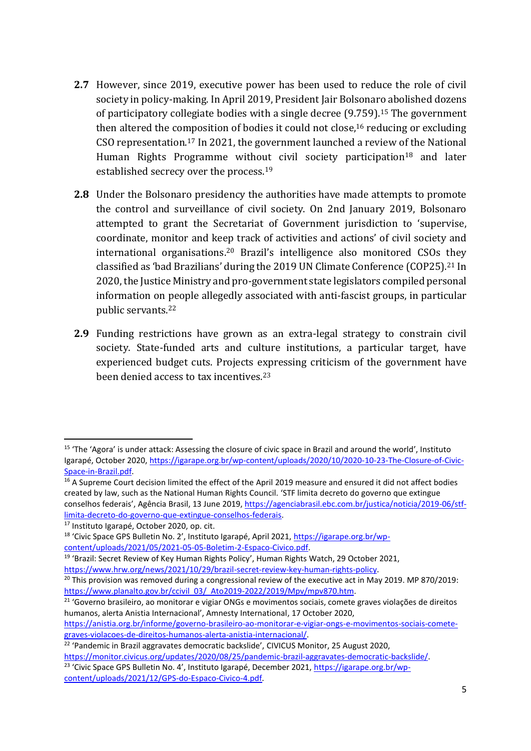**2.7** However, since 2019, executive power has been used to reduce the role of civil society in policy-making. In April 2019, President Jair Bolsonaro abolished dozens of participatory collegiate bodies with a single decree (9.759).[15] The government then altered the composition of bodies it could not close,[16] reducing or excluding CSO representation.[17] In 2021, the government launched a review of the National Human Rights Programme without civil society participation[18] and later established secrecy over the process.[19]

**2.8** Under the Bolsonaro presidency the authorities have made attempts to promote the control and surveillance of civil society. On 2nd January 2019, Bolsonaro attempted to grant the Secretariat of Government jurisdiction to 'supervise, coordinate, monitor and keep track of activities and actions' of civil society and international organisations.[20] Brazil's intelligence also monitored CSOs they classified as 'bad Brazilians' during the 2019 UN Climate Conference (COP25).[21] In 2020, the Justice Ministry and pro-government state legislators compiled personal information on people allegedly associated with anti-fascist groups, in particular public servants.[22]

**2.9** Funding restrictions have grown as an extra-legal strategy to constrain civil society. State-funded arts and culture institutions, a particular target, have experienced budget cuts. Projects expressing criticism of the government have been denied access to tax incentives.[23]

---

[15] 'The 'Agora' is under attack: Assessing the closure of civic space in Brazil and around the world', Instituto Igarapé, October 2020, https://igarape.org.br/wp-content/uploads/2020/10/2020-10-23-The-Closure-of-Civic-Space-in-Brazil.pdf.

[16] A Supreme Court decision limited the effect of the April 2019 measure and ensured it did not affect bodies created by law, such as the National Human Rights Council. 'STF limita decreto do governo que extingue conselhos federais', Agência Brasil, 13 June 2019, https://agenciabrasil.ebc.com.br/justica/noticia/2019-06/stf-limita-decreto-do-governo-que-extingue-conselhos-federais.

[17] Instituto Igarapé, October 2020, op. cit.

[18] 'Civic Space GPS Bulletin No. 2', Instituto Igarapé, April 2021, https://igarape.org.br/wp-content/uploads/2021/05/2021-05-05-Boletim-2-Espaco-Civico.pdf.

[19] 'Brazil: Secret Review of Key Human Rights Policy', Human Rights Watch, 29 October 2021, https://www.hrw.org/news/2021/10/29/brazil-secret-review-key-human-rights-policy.

[20] This provision was removed during a congressional review of the executive act in May 2019. MP 870/2019: https://www.planalto.gov.br/ccivil_03/_Ato2019-2022/2019/Mpv/mpv870.htm.

[21] 'Governo brasileiro, ao monitorar e vigiar ONGs e movimentos sociais, comete graves violações de direitos humanos, alerta Anistia Internacional', Amnesty International, 17 October 2020, https://anistia.org.br/informe/governo-brasileiro-ao-monitorar-e-vigiar-ongs-e-movimentos-sociais-comete-graves-violacoes-de-direitos-humanos-alerta-anistia-internacional/.

[22] 'Pandemic in Brazil aggravates democratic backslide', CIVICUS Monitor, 25 August 2020, https://monitor.civicus.org/updates/2020/08/25/pandemic-brazil-aggravates-democratic-backslide/.

[23] 'Civic Space GPS Bulletin No. 4', Instituto Igarapé, December 2021, https://igarape.org.br/wp-content/uploads/2021/12/GPS-do-Espaco-Civico-4.pdf.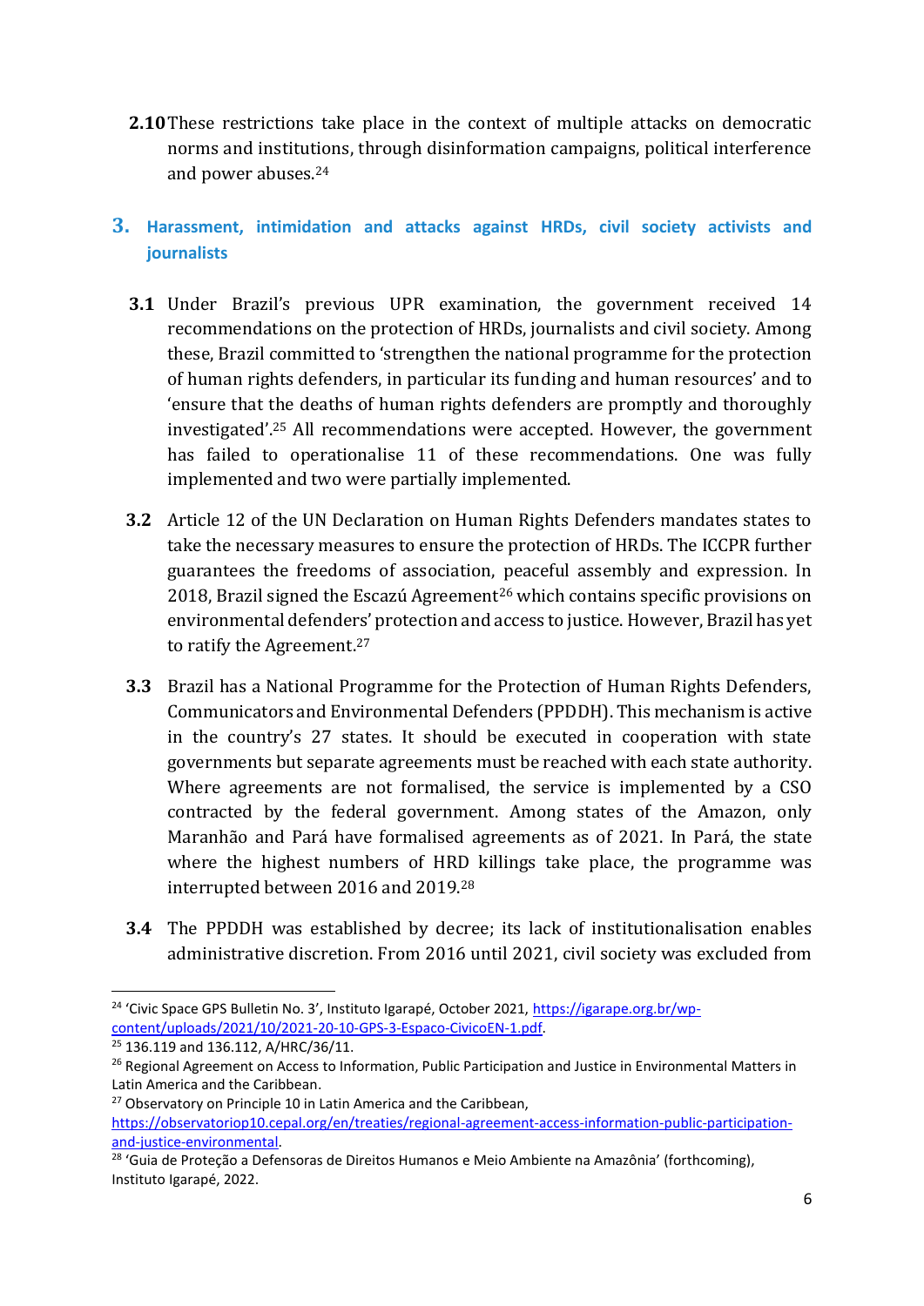**2.10** These restrictions take place in the context of multiple attacks on democratic norms and institutions, through disinformation campaigns, political interference and power abuses.[24]

## 3. Harassment, intimidation and attacks against HRDs, civil society activists and journalists

**3.1** Under Brazil's previous UPR examination, the government received 14 recommendations on the protection of HRDs, journalists and civil society. Among these, Brazil committed to 'strengthen the national programme for the protection of human rights defenders, in particular its funding and human resources' and to 'ensure that the deaths of human rights defenders are promptly and thoroughly investigated'.[25] All recommendations were accepted. However, the government has failed to operationalise 11 of these recommendations. One was fully implemented and two were partially implemented.

**3.2** Article 12 of the UN Declaration on Human Rights Defenders mandates states to take the necessary measures to ensure the protection of HRDs. The ICCPR further guarantees the freedoms of association, peaceful assembly and expression. In 2018, Brazil signed the Escazú Agreement[26] which contains specific provisions on environmental defenders' protection and access to justice. However, Brazil has yet to ratify the Agreement.[27]

**3.3** Brazil has a National Programme for the Protection of Human Rights Defenders, Communicators and Environmental Defenders (PPDDH). This mechanism is active in the country's 27 states. It should be executed in cooperation with state governments but separate agreements must be reached with each state authority. Where agreements are not formalised, the service is implemented by a CSO contracted by the federal government. Among states of the Amazon, only Maranhão and Pará have formalised agreements as of 2021. In Pará, the state where the highest numbers of HRD killings take place, the programme was interrupted between 2016 and 2019.[28]

**3.4** The PPDDH was established by decree; its lack of institutionalisation enables administrative discretion. From 2016 until 2021, civil society was excluded from

---

[24] 'Civic Space GPS Bulletin No. 3', Instituto Igarapé, October 2021, https://igarape.org.br/wp-content/uploads/2021/10/2021-20-10-GPS-3-Espaco-CivicoEN-1.pdf.

[25] 136.119 and 136.112, A/HRC/36/11.

[26] Regional Agreement on Access to Information, Public Participation and Justice in Environmental Matters in Latin America and the Caribbean.

[27] Observatory on Principle 10 in Latin America and the Caribbean, https://observatoriop10.cepal.org/en/treaties/regional-agreement-access-information-public-participation-and-justice-environmental.

[28] 'Guia de Proteção a Defensoras de Direitos Humanos e Meio Ambiente na Amazônia' (forthcoming), Instituto Igarapé, 2022.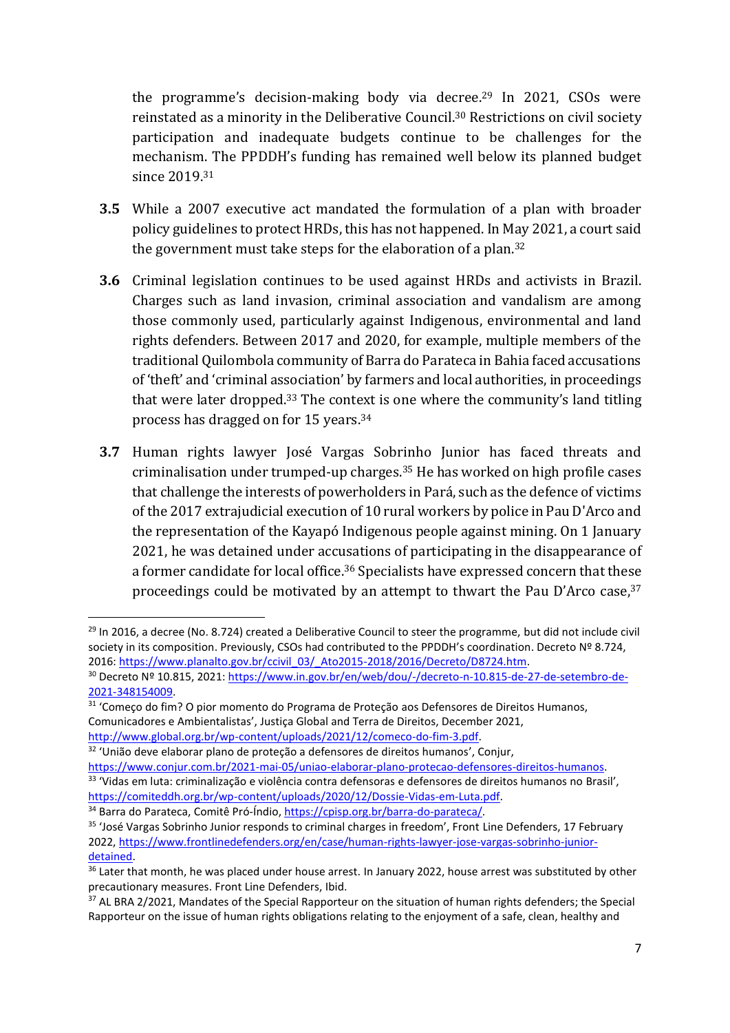the programme's decision-making body via decree.[29] In 2021, CSOs were reinstated as a minority in the Deliberative Council.[30] Restrictions on civil society participation and inadequate budgets continue to be challenges for the mechanism. The PPDDH's funding has remained well below its planned budget since 2019.[31]

**3.5** While a 2007 executive act mandated the formulation of a plan with broader policy guidelines to protect HRDs, this has not happened. In May 2021, a court said the government must take steps for the elaboration of a plan.[32]

**3.6** Criminal legislation continues to be used against HRDs and activists in Brazil. Charges such as land invasion, criminal association and vandalism are among those commonly used, particularly against Indigenous, environmental and land rights defenders. Between 2017 and 2020, for example, multiple members of the traditional Quilombola community of Barra do Parateca in Bahia faced accusations of 'theft' and 'criminal association' by farmers and local authorities, in proceedings that were later dropped.[33] The context is one where the community's land titling process has dragged on for 15 years.[34]

**3.7** Human rights lawyer José Vargas Sobrinho Junior has faced threats and criminalisation under trumped-up charges.[35] He has worked on high profile cases that challenge the interests of powerholders in Pará, such as the defence of victims of the 2017 extrajudicial execution of 10 rural workers by police in Pau D'Arco and the representation of the Kayapó Indigenous people against mining. On 1 January 2021, he was detained under accusations of participating in the disappearance of a former candidate for local office.[36] Specialists have expressed concern that these proceedings could be motivated by an attempt to thwart the Pau D'Arco case,[37]

---

[29] In 2016, a decree (No. 8.724) created a Deliberative Council to steer the programme, but did not include civil society in its composition. Previously, CSOs had contributed to the PPDDH's coordination. Decreto Nº 8.724, 2016: https://www.planalto.gov.br/ccivil_03/_Ato2015-2018/2016/Decreto/D8724.htm.

[30] Decreto Nº 10.815, 2021: https://www.in.gov.br/en/web/dou/-/decreto-n-10.815-de-27-de-setembro-de-2021-348154009.

[31] 'Começo do fim? O pior momento do Programa de Proteção aos Defensores de Direitos Humanos, Comunicadores e Ambientalistas', Justiça Global and Terra de Direitos, December 2021, http://www.global.org.br/wp-content/uploads/2021/12/comeco-do-fim-3.pdf.

[32] 'União deve elaborar plano de proteção a defensores de direitos humanos', Conjur, https://www.conjur.com.br/2021-mai-05/uniao-elaborar-plano-protecao-defensores-direitos-humanos.

[33] 'Vidas em luta: criminalização e violência contra defensoras e defensores de direitos humanos no Brasil', https://comiteddh.org.br/wp-content/uploads/2020/12/Dossie-Vidas-em-Luta.pdf.

[34] Barra do Parateca, Comitê Pró-Índio, https://cpisp.org.br/barra-do-parateca/.

[35] 'José Vargas Sobrinho Junior responds to criminal charges in freedom', Front Line Defenders, 17 February 2022, https://www.frontlinedefenders.org/en/case/human-rights-lawyer-jose-vargas-sobrinho-junior-detained.

[36] Later that month, he was placed under house arrest. In January 2022, house arrest was substituted by other precautionary measures. Front Line Defenders, Ibid.

[37] AL BRA 2/2021, Mandates of the Special Rapporteur on the situation of human rights defenders; the Special Rapporteur on the issue of human rights obligations relating to the enjoyment of a safe, clean, healthy and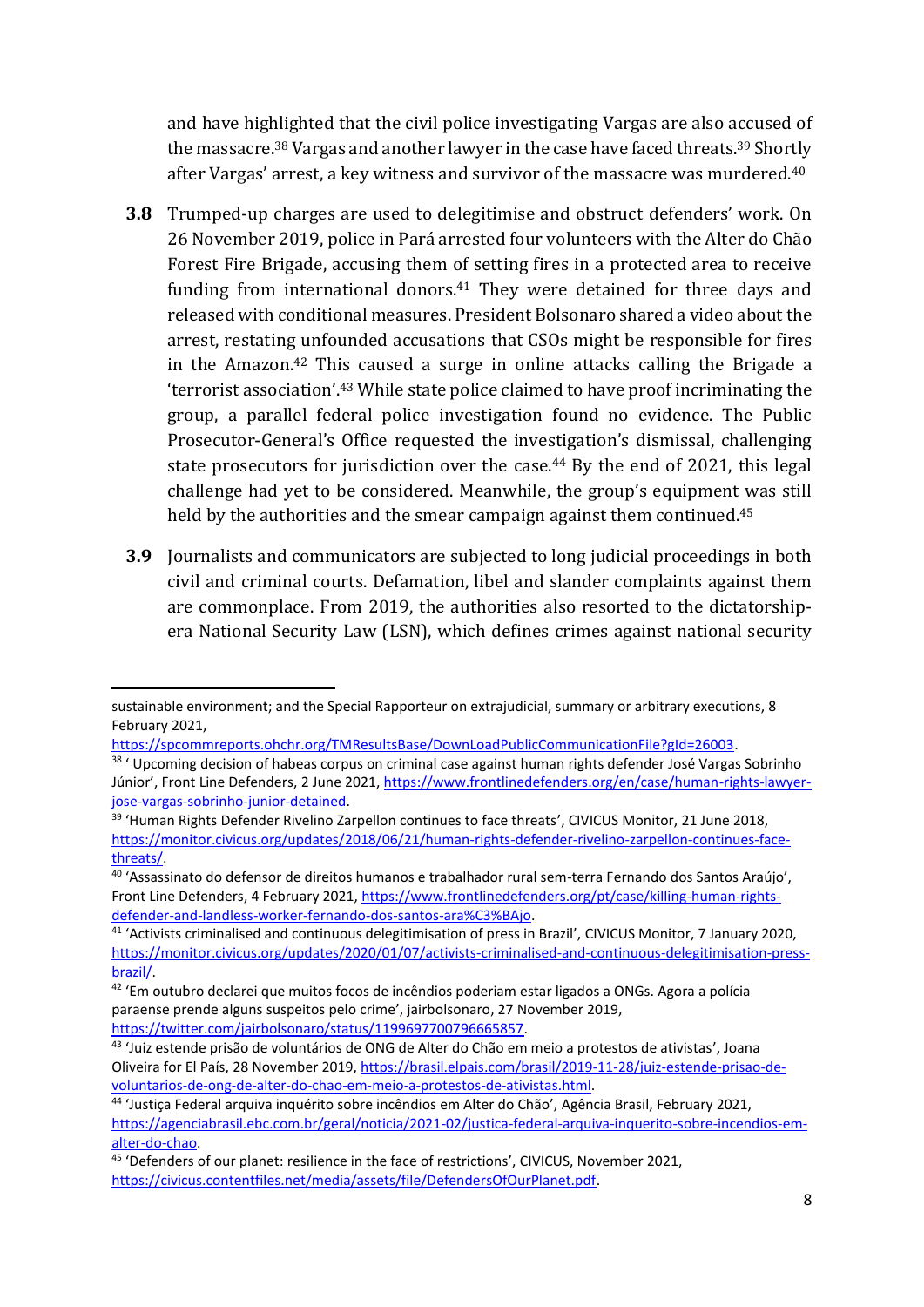and have highlighted that the civil police investigating Vargas are also accused of the massacre.[38] Vargas and another lawyer in the case have faced threats.[39] Shortly after Vargas' arrest, a key witness and survivor of the massacre was murdered.[40]

**3.8** Trumped-up charges are used to delegitimise and obstruct defenders' work. On 26 November 2019, police in Pará arrested four volunteers with the Alter do Chão Forest Fire Brigade, accusing them of setting fires in a protected area to receive funding from international donors.[41] They were detained for three days and released with conditional measures. President Bolsonaro shared a video about the arrest, restating unfounded accusations that CSOs might be responsible for fires in the Amazon.[42] This caused a surge in online attacks calling the Brigade a 'terrorist association'.[43] While state police claimed to have proof incriminating the group, a parallel federal police investigation found no evidence. The Public Prosecutor-General's Office requested the investigation's dismissal, challenging state prosecutors for jurisdiction over the case.[44] By the end of 2021, this legal challenge had yet to be considered. Meanwhile, the group's equipment was still held by the authorities and the smear campaign against them continued.[45]

**3.9** Journalists and communicators are subjected to long judicial proceedings in both civil and criminal courts. Defamation, libel and slander complaints against them are commonplace. From 2019, the authorities also resorted to the dictatorship-era National Security Law (LSN), which defines crimes against national security

---

sustainable environment; and the Special Rapporteur on extrajudicial, summary or arbitrary executions, 8 February 2021, https://spcommreports.ohchr.org/TMResultsBase/DownLoadPublicCommunicationFile?gId=26003.

[38] ' Upcoming decision of habeas corpus on criminal case against human rights defender José Vargas Sobrinho Júnior', Front Line Defenders, 2 June 2021, https://www.frontlinedefenders.org/en/case/human-rights-lawyer-jose-vargas-sobrinho-junior-detained.

[39] 'Human Rights Defender Rivelino Zarpellon continues to face threats', CIVICUS Monitor, 21 June 2018, https://monitor.civicus.org/updates/2018/06/21/human-rights-defender-rivelino-zarpellon-continues-face-threats/.

[40] 'Assassinato do defensor de direitos humanos e trabalhador rural sem-terra Fernando dos Santos Araújo', Front Line Defenders, 4 February 2021, https://www.frontlinedefenders.org/pt/case/killing-human-rights-defender-and-landless-worker-fernando-dos-santos-ara%C3%BAjo.

[41] 'Activists criminalised and continuous delegitimisation of press in Brazil', CIVICUS Monitor, 7 January 2020, https://monitor.civicus.org/updates/2020/01/07/activists-criminalised-and-continuous-delegitimisation-press-brazil/.

[42] 'Em outubro declarei que muitos focos de incêndios poderiam estar ligados a ONGs. Agora a polícia paraense prende alguns suspeitos pelo crime', jairbolsonaro, 27 November 2019, https://twitter.com/jairbolsonaro/status/1199697700796665857.

[43] 'Juiz estende prisão de voluntários de ONG de Alter do Chão em meio a protestos de ativistas', Joana Oliveira for El País, 28 November 2019, https://brasil.elpais.com/brasil/2019-11-28/juiz-estende-prisao-de-voluntarios-de-ong-de-alter-do-chao-em-meio-a-protestos-de-ativistas.html.

[44] 'Justiça Federal arquiva inquérito sobre incêndios em Alter do Chão', Agência Brasil, February 2021, https://agenciabrasil.ebc.com.br/geral/noticia/2021-02/justica-federal-arquiva-inquerito-sobre-incendios-em-alter-do-chao.

[45] 'Defenders of our planet: resilience in the face of restrictions', CIVICUS, November 2021, https://civicus.contentfiles.net/media/assets/file/DefendersOfOurPlanet.pdf.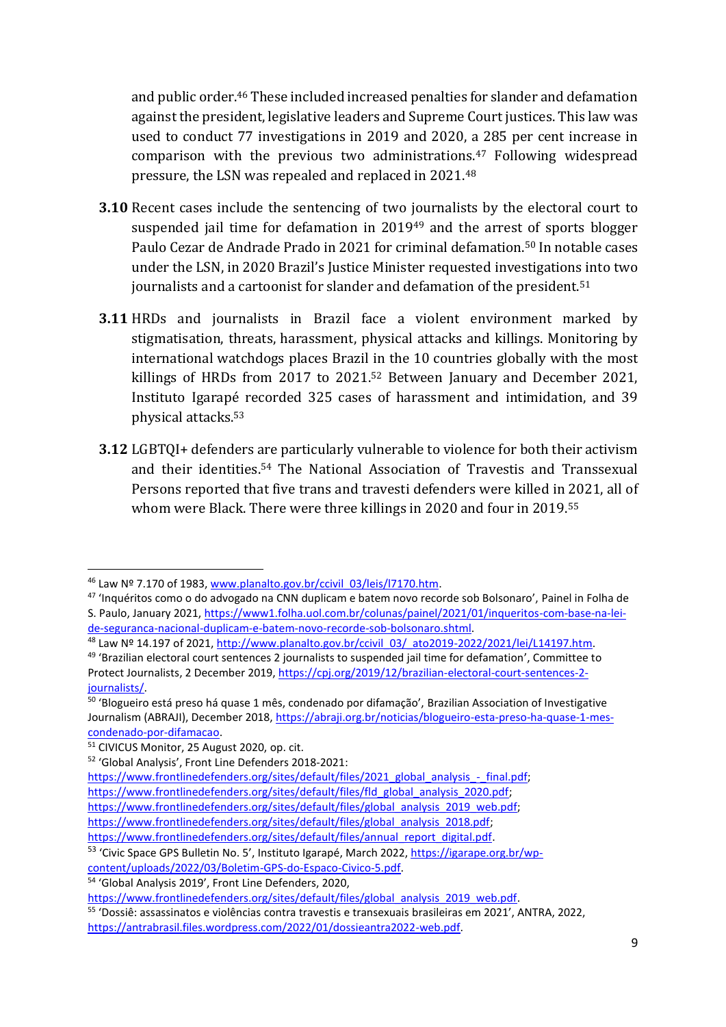and public order.[46] These included increased penalties for slander and defamation against the president, legislative leaders and Supreme Court justices. This law was used to conduct 77 investigations in 2019 and 2020, a 285 per cent increase in comparison with the previous two administrations.[47] Following widespread pressure, the LSN was repealed and replaced in 2021.[48]

**3.10** Recent cases include the sentencing of two journalists by the electoral court to suspended jail time for defamation in 2019[49] and the arrest of sports blogger Paulo Cezar de Andrade Prado in 2021 for criminal defamation.[50] In notable cases under the LSN, in 2020 Brazil's Justice Minister requested investigations into two journalists and a cartoonist for slander and defamation of the president.[51]

**3.11** HRDs and journalists in Brazil face a violent environment marked by stigmatisation, threats, harassment, physical attacks and killings. Monitoring by international watchdogs places Brazil in the 10 countries globally with the most killings of HRDs from 2017 to 2021.[52] Between January and December 2021, Instituto Igarapé recorded 325 cases of harassment and intimidation, and 39 physical attacks.[53]

**3.12** LGBTQI+ defenders are particularly vulnerable to violence for both their activism and their identities.[54] The National Association of Travestis and Transsexual Persons reported that five trans and travesti defenders were killed in 2021, all of whom were Black. There were three killings in 2020 and four in 2019.[55]

---

[46] Law Nº 7.170 of 1983, www.planalto.gov.br/ccivil_03/leis/l7170.htm.

[47] 'Inquéritos como o do advogado na CNN duplicam e batem novo recorde sob Bolsonaro', Painel in Folha de S. Paulo, January 2021, https://www1.folha.uol.com.br/colunas/painel/2021/01/inqueritos-com-base-na-lei-de-seguranca-nacional-duplicam-e-batem-novo-recorde-sob-bolsonaro.shtml.

[48] Law Nº 14.197 of 2021, http://www.planalto.gov.br/ccivil_03/_ato2019-2022/2021/lei/L14197.htm.

[49] 'Brazilian electoral court sentences 2 journalists to suspended jail time for defamation', Committee to Protect Journalists, 2 December 2019, https://cpj.org/2019/12/brazilian-electoral-court-sentences-2-journalists/.

[50] 'Blogueiro está preso há quase 1 mês, condenado por difamação', Brazilian Association of Investigative Journalism (ABRAJI), December 2018, https://abraji.org.br/noticias/blogueiro-esta-preso-ha-quase-1-mes-condenado-por-difamacao.

[51] CIVICUS Monitor, 25 August 2020, op. cit.

[52] 'Global Analysis', Front Line Defenders 2018-2021:
https://www.frontlinedefenders.org/sites/default/files/2021_global_analysis_-_final.pdf;
https://www.frontlinedefenders.org/sites/default/files/fld_global_analysis_2020.pdf;
https://www.frontlinedefenders.org/sites/default/files/global_analysis_2019_web.pdf;
https://www.frontlinedefenders.org/sites/default/files/global_analysis_2018.pdf;
https://www.frontlinedefenders.org/sites/default/files/annual_report_digital.pdf.

[53] 'Civic Space GPS Bulletin No. 5', Instituto Igarapé, March 2022, https://igarape.org.br/wp-content/uploads/2022/03/Boletim-GPS-do-Espaco-Civico-5.pdf.

[54] 'Global Analysis 2019', Front Line Defenders, 2020, https://www.frontlinedefenders.org/sites/default/files/global_analysis_2019_web.pdf.

[55] 'Dossiê: assassinatos e violências contra travestis e transexuais brasileiras em 2021', ANTRA, 2022, https://antrabrasil.files.wordpress.com/2022/01/dossieantra2022-web.pdf.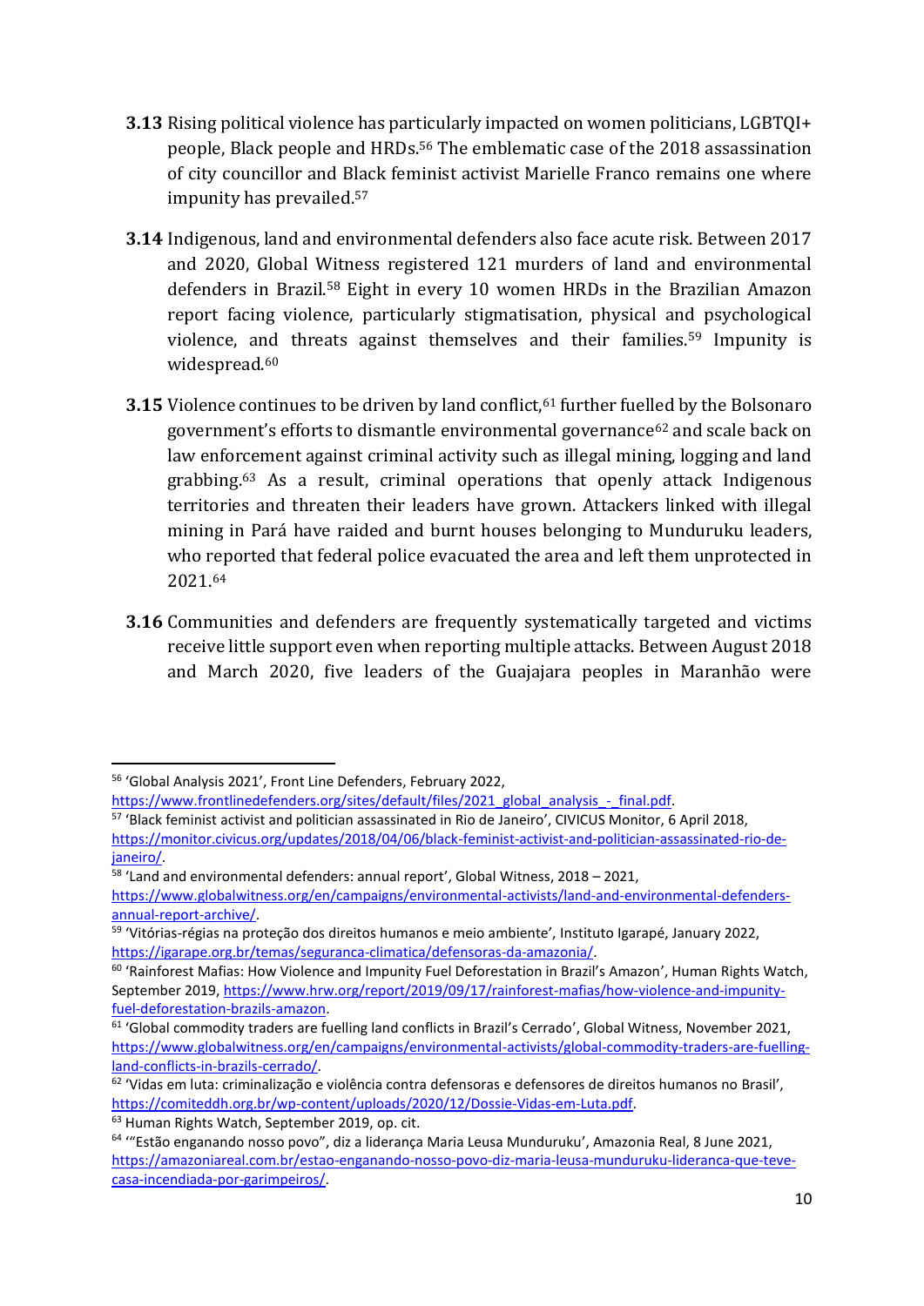**3.13** Rising political violence has particularly impacted on women politicians, LGBTQI+ people, Black people and HRDs.[56] The emblematic case of the 2018 assassination of city councillor and Black feminist activist Marielle Franco remains one where impunity has prevailed.[57]

**3.14** Indigenous, land and environmental defenders also face acute risk. Between 2017 and 2020, Global Witness registered 121 murders of land and environmental defenders in Brazil.[58] Eight in every 10 women HRDs in the Brazilian Amazon report facing violence, particularly stigmatisation, physical and psychological violence, and threats against themselves and their families.[59] Impunity is widespread.[60]

**3.15** Violence continues to be driven by land conflict,[61] further fuelled by the Bolsonaro government's efforts to dismantle environmental governance[62] and scale back on law enforcement against criminal activity such as illegal mining, logging and land grabbing.[63] As a result, criminal operations that openly attack Indigenous territories and threaten their leaders have grown. Attackers linked with illegal mining in Pará have raided and burnt houses belonging to Munduruku leaders, who reported that federal police evacuated the area and left them unprotected in 2021.[64]

**3.16** Communities and defenders are frequently systematically targeted and victims receive little support even when reporting multiple attacks. Between August 2018 and March 2020, five leaders of the Guajajara peoples in Maranhão were

---

[56] 'Global Analysis 2021', Front Line Defenders, February 2022, https://www.frontlinedefenders.org/sites/default/files/2021_global_analysis_-_final.pdf.

[57] 'Black feminist activist and politician assassinated in Rio de Janeiro', CIVICUS Monitor, 6 April 2018, https://monitor.civicus.org/updates/2018/04/06/black-feminist-activist-and-politician-assassinated-rio-de-janeiro/.

[58] 'Land and environmental defenders: annual report', Global Witness, 2018 – 2021, https://www.globalwitness.org/en/campaigns/environmental-activists/land-and-environmental-defenders-annual-report-archive/.

[59] 'Vitórias-régias na proteção dos direitos humanos e meio ambiente', Instituto Igarapé, January 2022, https://igarape.org.br/temas/seguranca-climatica/defensoras-da-amazonia/.

[60] 'Rainforest Mafias: How Violence and Impunity Fuel Deforestation in Brazil's Amazon', Human Rights Watch, September 2019, https://www.hrw.org/report/2019/09/17/rainforest-mafias/how-violence-and-impunity-fuel-deforestation-brazils-amazon.

[61] 'Global commodity traders are fuelling land conflicts in Brazil's Cerrado', Global Witness, November 2021, https://www.globalwitness.org/en/campaigns/environmental-activists/global-commodity-traders-are-fuelling-land-conflicts-in-brazils-cerrado/.

[62] 'Vidas em luta: criminalização e violência contra defensoras e defensores de direitos humanos no Brasil', https://comiteddh.org.br/wp-content/uploads/2020/12/Dossie-Vidas-em-Luta.pdf.

[63] Human Rights Watch, September 2019, op. cit.

[64] '"Estão enganando nosso povo", diz a liderança Maria Leusa Munduruku', Amazonia Real, 8 June 2021, https://amazoniareal.com.br/estao-enganando-nosso-povo-diz-maria-leusa-munduruku-lideranca-que-teve-casa-incendiada-por-garimpeiros/.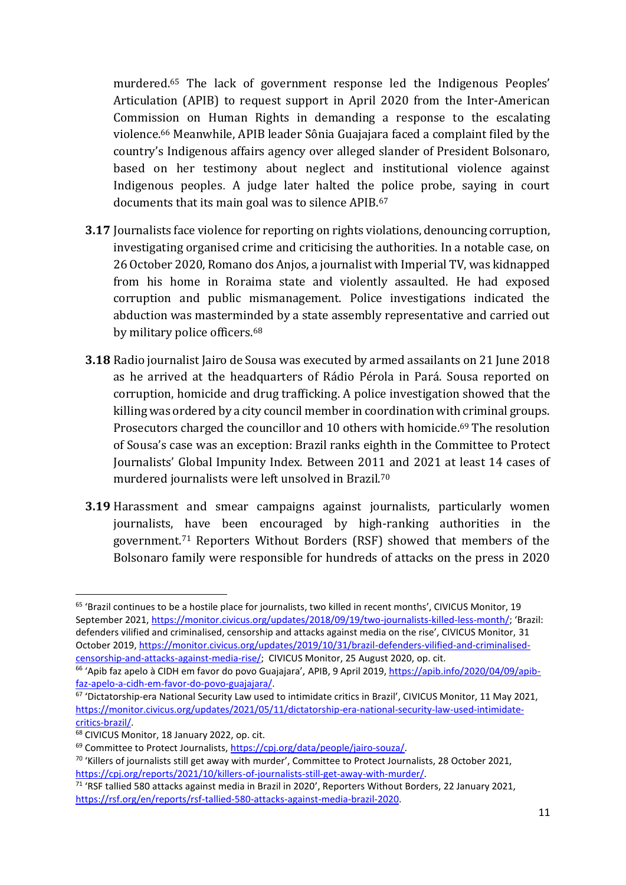murdered.[65] The lack of government response led the Indigenous Peoples' Articulation (APIB) to request support in April 2020 from the Inter-American Commission on Human Rights in demanding a response to the escalating violence.[66] Meanwhile, APIB leader Sônia Guajajara faced a complaint filed by the country's Indigenous affairs agency over alleged slander of President Bolsonaro, based on testimony about neglect and institutional violence against Indigenous peoples. A judge later halted the police probe, saying in court documents that its main goal was to silence APIB.[67]

**3.17** Journalists face violence for reporting on rights violations, denouncing corruption, investigating organised crime and criticising the authorities. In a notable case, on 26 October 2020, Romano dos Anjos, a journalist with Imperial TV, was kidnapped from his home in Roraima state and violently assaulted. He had exposed corruption and public mismanagement. Police investigations indicated the abduction was masterminded by a state assembly representative and carried out by military police officers.[68]

**3.18** Radio journalist Jairo de Sousa was executed by armed assailants on 21 June 2018 as he arrived at the headquarters of Rádio Pérola in Pará. Sousa reported on corruption, homicide and drug trafficking. A police investigation showed that the killing was ordered by a city council member in coordination with criminal groups. Prosecutors charged the councillor and 10 others with homicide.[69] The resolution of Sousa's case was an exception: Brazil ranks eighth in the Committee to Protect Journalists' Global Impunity Index. Between 2011 and 2021 at least 14 cases of murdered journalists were left unsolved in Brazil.[70]

**3.19** Harassment and smear campaigns against journalists, particularly women journalists, have been encouraged by high-ranking authorities in the government.[71] Reporters Without Borders (RSF) showed that members of the Bolsonaro family were responsible for hundreds of attacks on the press in 2020

---

[65] 'Brazil continues to be a hostile place for journalists, two killed in recent months', CIVICUS Monitor, 19 September 2021, https://monitor.civicus.org/updates/2018/09/19/two-journalists-killed-less-month/; 'Brazil: defenders vilified and criminalised, censorship and attacks against media on the rise', CIVICUS Monitor, 31 October 2019, https://monitor.civicus.org/updates/2019/10/31/brazil-defenders-vilified-and-criminalised-censorship-and-attacks-against-media-rise/; CIVICUS Monitor, 25 August 2020, op. cit.

[66] 'Apib faz apelo à CIDH em favor do povo Guajajara', APIB, 9 April 2019, https://apib.info/2020/04/09/apib-faz-apelo-a-cidh-em-favor-do-povo-guajajara/.

[67] 'Dictatorship-era National Security Law used to intimidate critics in Brazil', CIVICUS Monitor, 11 May 2021, https://monitor.civicus.org/updates/2021/05/11/dictatorship-era-national-security-law-used-intimidate-critics-brazil/.

[68] CIVICUS Monitor, 18 January 2022, op. cit.

[69] Committee to Protect Journalists, https://cpj.org/data/people/jairo-souza/.

[70] 'Killers of journalists still get away with murder', Committee to Protect Journalists, 28 October 2021, https://cpj.org/reports/2021/10/killers-of-journalists-still-get-away-with-murder/.

[71] 'RSF tallied 580 attacks against media in Brazil in 2020', Reporters Without Borders, 22 January 2021, https://rsf.org/en/reports/rsf-tallied-580-attacks-against-media-brazil-2020.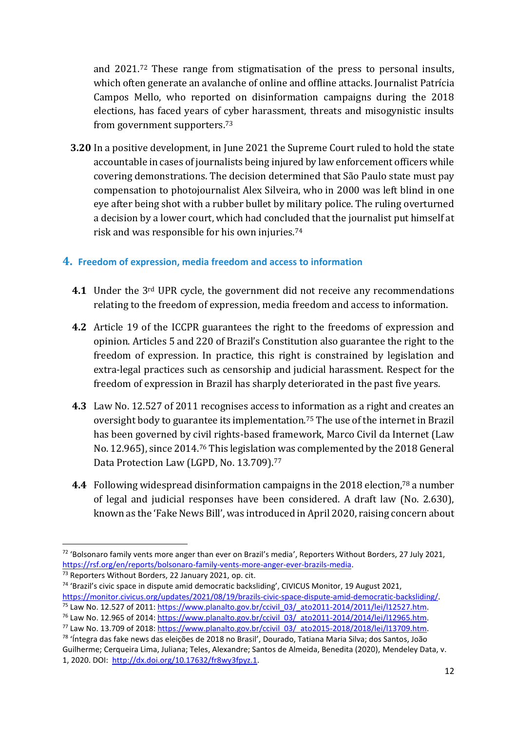and 2021.[72] These range from stigmatisation of the press to personal insults, which often generate an avalanche of online and offline attacks. Journalist Patrícia Campos Mello, who reported on disinformation campaigns during the 2018 elections, has faced years of cyber harassment, threats and misogynistic insults from government supporters.[73]

**3.20** In a positive development, in June 2021 the Supreme Court ruled to hold the state accountable in cases of journalists being injured by law enforcement officers while covering demonstrations. The decision determined that São Paulo state must pay compensation to photojournalist Alex Silveira, who in 2000 was left blind in one eye after being shot with a rubber bullet by military police. The ruling overturned a decision by a lower court, which had concluded that the journalist put himself at risk and was responsible for his own injuries.[74]

## 4. Freedom of expression, media freedom and access to information

**4.1** Under the 3rd UPR cycle, the government did not receive any recommendations relating to the freedom of expression, media freedom and access to information.

**4.2** Article 19 of the ICCPR guarantees the right to the freedoms of expression and opinion. Articles 5 and 220 of Brazil's Constitution also guarantee the right to the freedom of expression. In practice, this right is constrained by legislation and extra-legal practices such as censorship and judicial harassment. Respect for the freedom of expression in Brazil has sharply deteriorated in the past five years.

**4.3** Law No. 12.527 of 2011 recognises access to information as a right and creates an oversight body to guarantee its implementation.[75] The use of the internet in Brazil has been governed by civil rights-based framework, Marco Civil da Internet (Law No. 12.965), since 2014.[76] This legislation was complemented by the 2018 General Data Protection Law (LGPD, No. 13.709).[77]

**4.4** Following widespread disinformation campaigns in the 2018 election,[78] a number of legal and judicial responses have been considered. A draft law (No. 2.630), known as the 'Fake News Bill', was introduced in April 2020, raising concern about

---

[72] 'Bolsonaro family vents more anger than ever on Brazil's media', Reporters Without Borders, 27 July 2021, https://rsf.org/en/reports/bolsonaro-family-vents-more-anger-ever-brazils-media.

[73] Reporters Without Borders, 22 January 2021, op. cit.

[74] 'Brazil's civic space in dispute amid democratic backsliding', CIVICUS Monitor, 19 August 2021, https://monitor.civicus.org/updates/2021/08/19/brazils-civic-space-dispute-amid-democratic-backsliding/.

[75] Law No. 12.527 of 2011: https://www.planalto.gov.br/ccivil_03/_ato2011-2014/2011/lei/l12527.htm.

[76] Law No. 12.965 of 2014: https://www.planalto.gov.br/ccivil_03/_ato2011-2014/2014/lei/l12965.htm.

[77] Law No. 13.709 of 2018: https://www.planalto.gov.br/ccivil_03/_ato2015-2018/2018/lei/l13709.htm.

[78] 'Íntegra das fake news das eleições de 2018 no Brasil', Dourado, Tatiana Maria Silva; dos Santos, João Guilherme; Cerqueira Lima, Juliana; Teles, Alexandre; Santos de Almeida, Benedita (2020), Mendeley Data, v. 1, 2020. DOI: http://dx.doi.org/10.17632/fr8wy3fpyz.1.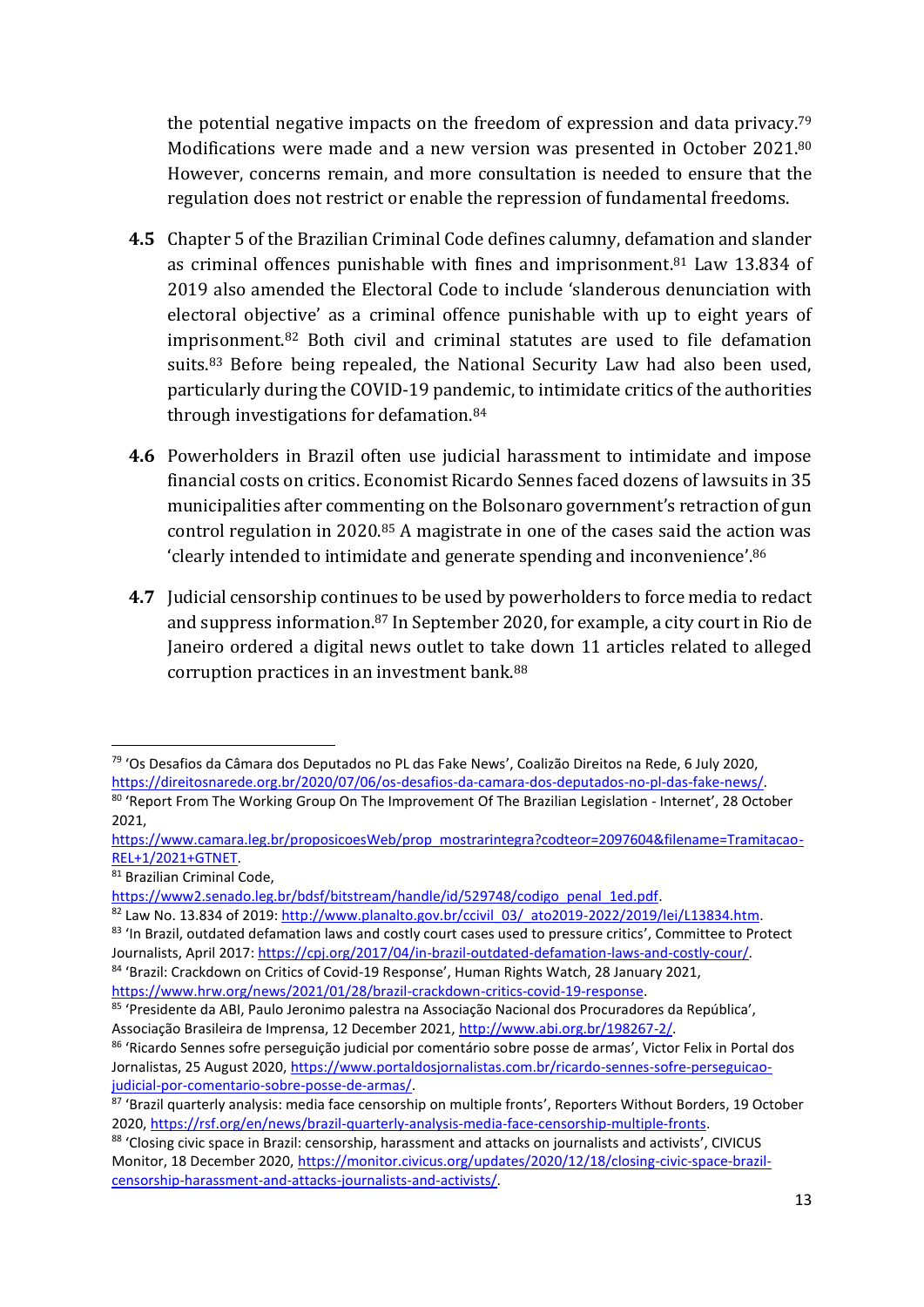the potential negative impacts on the freedom of expression and data privacy.[79] Modifications were made and a new version was presented in October 2021.[80] However, concerns remain, and more consultation is needed to ensure that the regulation does not restrict or enable the repression of fundamental freedoms.

**4.5** Chapter 5 of the Brazilian Criminal Code defines calumny, defamation and slander as criminal offences punishable with fines and imprisonment.[81] Law 13.834 of 2019 also amended the Electoral Code to include 'slanderous denunciation with electoral objective' as a criminal offence punishable with up to eight years of imprisonment.[82] Both civil and criminal statutes are used to file defamation suits.[83] Before being repealed, the National Security Law had also been used, particularly during the COVID-19 pandemic, to intimidate critics of the authorities through investigations for defamation.[84]

**4.6** Powerholders in Brazil often use judicial harassment to intimidate and impose financial costs on critics. Economist Ricardo Sennes faced dozens of lawsuits in 35 municipalities after commenting on the Bolsonaro government's retraction of gun control regulation in 2020.[85] A magistrate in one of the cases said the action was 'clearly intended to intimidate and generate spending and inconvenience'.[86]

**4.7** Judicial censorship continues to be used by powerholders to force media to redact and suppress information.[87] In September 2020, for example, a city court in Rio de Janeiro ordered a digital news outlet to take down 11 articles related to alleged corruption practices in an investment bank.[88]

---

[79] 'Os Desafios da Câmara dos Deputados no PL das Fake News', Coalizão Direitos na Rede, 6 July 2020, https://direitosnarede.org.br/2020/07/06/os-desafios-da-camara-dos-deputados-no-pl-das-fake-news/.

[80] 'Report From The Working Group On The Improvement Of The Brazilian Legislation - Internet', 28 October 2021, https://www.camara.leg.br/proposicoesWeb/prop_mostrarintegra?codteor=2097604&filename=Tramitacao-REL+1/2021+GTNET.

[81] Brazilian Criminal Code, https://www2.senado.leg.br/bdsf/bitstream/handle/id/529748/codigo_penal_1ed.pdf.

[82] Law No. 13.834 of 2019: http://www.planalto.gov.br/ccivil_03/_ato2019-2022/2019/lei/L13834.htm.

[83] 'In Brazil, outdated defamation laws and costly court cases used to pressure critics', Committee to Protect Journalists, April 2017: https://cpj.org/2017/04/in-brazil-outdated-defamation-laws-and-costly-cour/.

[84] 'Brazil: Crackdown on Critics of Covid-19 Response', Human Rights Watch, 28 January 2021, https://www.hrw.org/news/2021/01/28/brazil-crackdown-critics-covid-19-response.

[85] 'Presidente da ABI, Paulo Jeronimo palestra na Associação Nacional dos Procuradores da República', Associação Brasileira de Imprensa, 12 December 2021, http://www.abi.org.br/198267-2/.

[86] 'Ricardo Sennes sofre perseguição judicial por comentário sobre posse de armas', Victor Felix in Portal dos Jornalistas, 25 August 2020, https://www.portaldosjornalistas.com.br/ricardo-sennes-sofre-perseguicao-judicial-por-comentario-sobre-posse-de-armas/.

[87] 'Brazil quarterly analysis: media face censorship on multiple fronts', Reporters Without Borders, 19 October 2020, https://rsf.org/en/news/brazil-quarterly-analysis-media-face-censorship-multiple-fronts.

[88] 'Closing civic space in Brazil: censorship, harassment and attacks on journalists and activists', CIVICUS Monitor, 18 December 2020, https://monitor.civicus.org/updates/2020/12/18/closing-civic-space-brazil-censorship-harassment-and-attacks-journalists-and-activists/.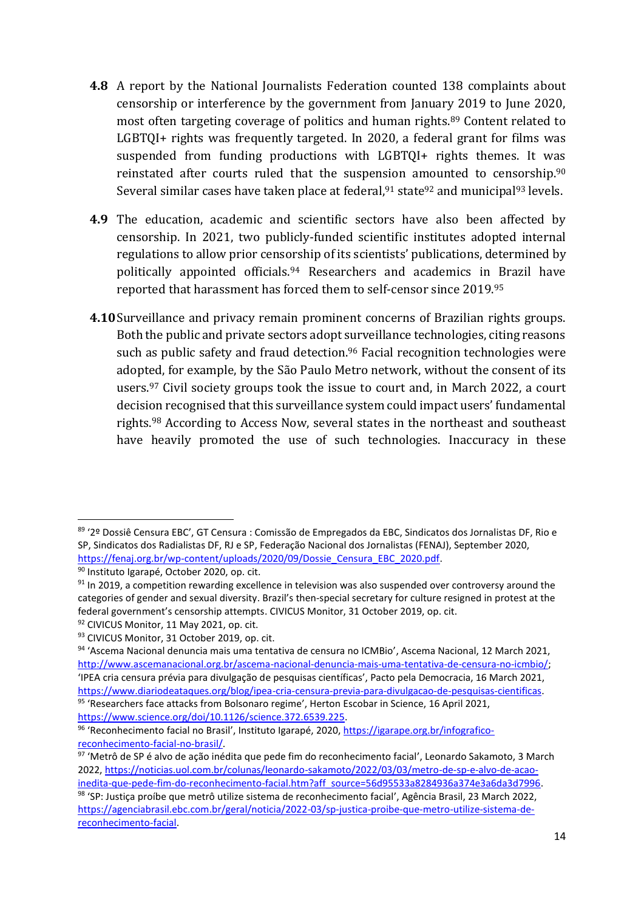**4.8** A report by the National Journalists Federation counted 138 complaints about censorship or interference by the government from January 2019 to June 2020, most often targeting coverage of politics and human rights.[89] Content related to LGBTQI+ rights was frequently targeted. In 2020, a federal grant for films was suspended from funding productions with LGBTQI+ rights themes. It was reinstated after courts ruled that the suspension amounted to censorship.[90] Several similar cases have taken place at federal,[91] state[92] and municipal[93] levels.

**4.9** The education, academic and scientific sectors have also been affected by censorship. In 2021, two publicly-funded scientific institutes adopted internal regulations to allow prior censorship of its scientists' publications, determined by politically appointed officials.[94] Researchers and academics in Brazil have reported that harassment has forced them to self-censor since 2019.[95]

**4.10** Surveillance and privacy remain prominent concerns of Brazilian rights groups. Both the public and private sectors adopt surveillance technologies, citing reasons such as public safety and fraud detection.[96] Facial recognition technologies were adopted, for example, by the São Paulo Metro network, without the consent of its users.[97] Civil society groups took the issue to court and, in March 2022, a court decision recognised that this surveillance system could impact users' fundamental rights.[98] According to Access Now, several states in the northeast and southeast have heavily promoted the use of such technologies. Inaccuracy in these

---

[89] '2º Dossiê Censura EBC', GT Censura : Comissão de Empregados da EBC, Sindicatos dos Jornalistas DF, Rio e SP, Sindicatos dos Radialistas DF, RJ e SP, Federação Nacional dos Jornalistas (FENAJ), September 2020, https://fenaj.org.br/wp-content/uploads/2020/09/Dossie_Censura_EBC_2020.pdf.

[90] Instituto Igarapé, October 2020, op. cit.

[91] In 2019, a competition rewarding excellence in television was also suspended over controversy around the categories of gender and sexual diversity. Brazil's then-special secretary for culture resigned in protest at the federal government's censorship attempts. CIVICUS Monitor, 31 October 2019, op. cit.

[92] CIVICUS Monitor, 11 May 2021, op. cit.

[93] CIVICUS Monitor, 31 October 2019, op. cit.

[94] 'Ascema Nacional denuncia mais uma tentativa de censura no ICMBio', Ascema Nacional, 12 March 2021, http://www.ascemanacional.org.br/ascema-nacional-denuncia-mais-uma-tentativa-de-censura-no-icmbio/; 'IPEA cria censura prévia para divulgação de pesquisas científicas', Pacto pela Democracia, 16 March 2021, https://www.diariodeataques.org/blog/ipea-cria-censura-previa-para-divulgacao-de-pesquisas-cientificas.

[95] 'Researchers face attacks from Bolsonaro regime', Herton Escobar in Science, 16 April 2021, https://www.science.org/doi/10.1126/science.372.6539.225.

[96] 'Reconhecimento facial no Brasil', Instituto Igarapé, 2020, https://igarape.org.br/infografico-reconhecimento-facial-no-brasil/.

[97] 'Metrô de SP é alvo de ação inédita que pede fim do reconhecimento facial', Leonardo Sakamoto, 3 March 2022, https://noticias.uol.com.br/colunas/leonardo-sakamoto/2022/03/03/metro-de-sp-e-alvo-de-acao-inedita-que-pede-fim-do-reconhecimento-facial.htm?aff_source=56d95533a8284936a374e3a6da3d7996.

[98] 'SP: Justiça proíbe que metrô utilize sistema de reconhecimento facial', Agência Brasil, 23 March 2022, https://agenciabrasil.ebc.com.br/geral/noticia/2022-03/sp-justica-proibe-que-metro-utilize-sistema-de-reconhecimento-facial.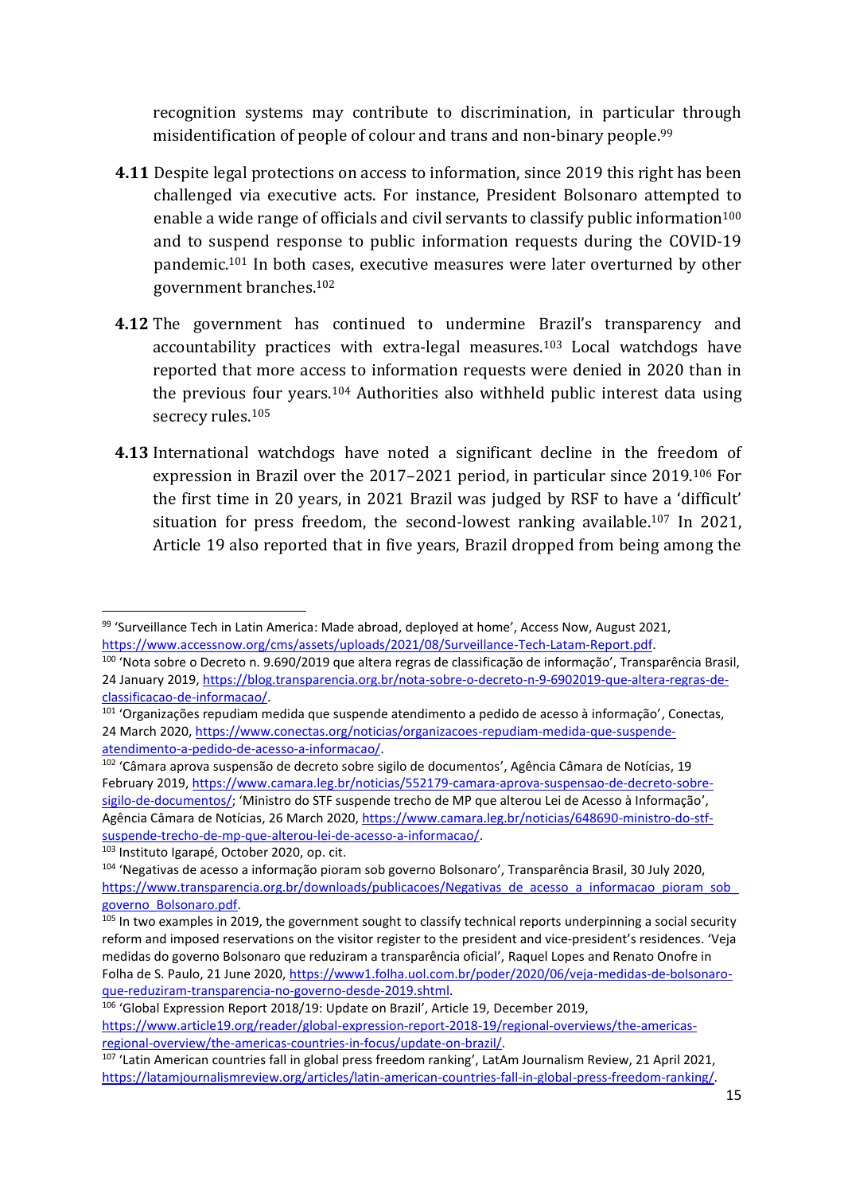recognition systems may contribute to discrimination, in particular through misidentification of people of colour and trans and non-binary people.[99]

**4.11** Despite legal protections on access to information, since 2019 this right has been challenged via executive acts. For instance, President Bolsonaro attempted to enable a wide range of officials and civil servants to classify public information[100] and to suspend response to public information requests during the COVID-19 pandemic.[101] In both cases, executive measures were later overturned by other government branches.[102]

**4.12** The government has continued to undermine Brazil's transparency and accountability practices with extra-legal measures.[103] Local watchdogs have reported that more access to information requests were denied in 2020 than in the previous four years.[104] Authorities also withheld public interest data using secrecy rules.[105]

**4.13** International watchdogs have noted a significant decline in the freedom of expression in Brazil over the 2017–2021 period, in particular since 2019.[106] For the first time in 20 years, in 2021 Brazil was judged by RSF to have a 'difficult' situation for press freedom, the second-lowest ranking available.[107] In 2021, Article 19 also reported that in five years, Brazil dropped from being among the

---

[99] 'Surveillance Tech in Latin America: Made abroad, deployed at home', Access Now, August 2021, https://www.accessnow.org/cms/assets/uploads/2021/08/Surveillance-Tech-Latam-Report.pdf.

[100] 'Nota sobre o Decreto n. 9.690/2019 que altera regras de classificação de informação', Transparência Brasil, 24 January 2019, https://blog.transparencia.org.br/nota-sobre-o-decreto-n-9-6902019-que-altera-regras-de-classificacao-de-informacao/.

[101] 'Organizações repudiam medida que suspende atendimento a pedido de acesso à informação', Conectas, 24 March 2020, https://www.conectas.org/noticias/organizacoes-repudiam-medida-que-suspende-atendimento-a-pedido-de-acesso-a-informacao/.

[102] 'Câmara aprova suspensão de decreto sobre sigilo de documentos', Agência Câmara de Notícias, 19 February 2019, https://www.camara.leg.br/noticias/552179-camara-aprova-suspensao-de-decreto-sobre-sigilo-de-documentos/; 'Ministro do STF suspende trecho de MP que alterou Lei de Acesso à Informação', Agência Câmara de Notícias, 26 March 2020, https://www.camara.leg.br/noticias/648690-ministro-do-stf-suspende-trecho-de-mp-que-alterou-lei-de-acesso-a-informacao/.

[103] Instituto Igarapé, October 2020, op. cit.

[104] 'Negativas de acesso a informação pioram sob governo Bolsonaro', Transparência Brasil, 30 July 2020, https://www.transparencia.org.br/downloads/publicacoes/Negativas_de_acesso_a_informacao_pioram_sob_governo_Bolsonaro.pdf.

[105] In two examples in 2019, the government sought to classify technical reports underpinning a social security reform and imposed reservations on the visitor register to the president and vice-president's residences. 'Veja medidas do governo Bolsonaro que reduziram a transparência oficial', Raquel Lopes and Renato Onofre in Folha de S. Paulo, 21 June 2020, https://www1.folha.uol.com.br/poder/2020/06/veja-medidas-de-bolsonaro-que-reduziram-transparencia-no-governo-desde-2019.shtml.

[106] 'Global Expression Report 2018/19: Update on Brazil', Article 19, December 2019, https://www.article19.org/reader/global-expression-report-2018-19/regional-overviews/the-americas-regional-overview/the-americas-countries-in-focus/update-on-brazil/.

[107] 'Latin American countries fall in global press freedom ranking', LatAm Journalism Review, 21 April 2021, https://latamjournalismreview.org/articles/latin-american-countries-fall-in-global-press-freedom-ranking/.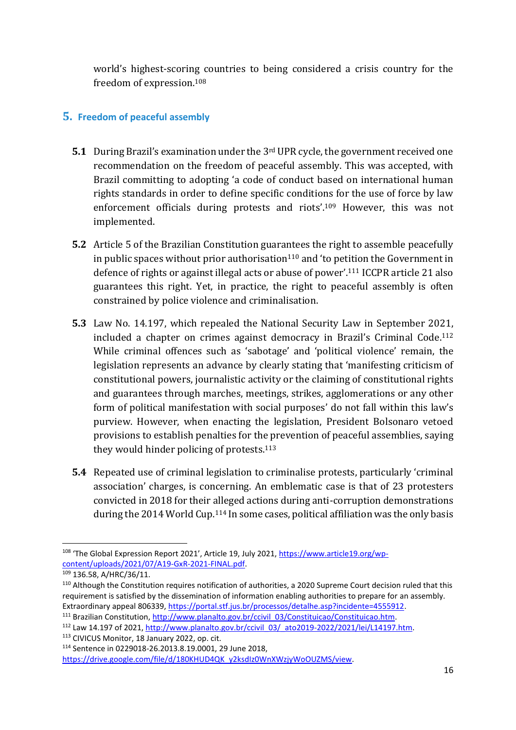world's highest-scoring countries to being considered a crisis country for the freedom of expression.[108]

## 5. Freedom of peaceful assembly

**5.1** During Brazil's examination under the 3rd UPR cycle, the government received one recommendation on the freedom of peaceful assembly. This was accepted, with Brazil committing to adopting 'a code of conduct based on international human rights standards in order to define specific conditions for the use of force by law enforcement officials during protests and riots'.[109] However, this was not implemented.

**5.2** Article 5 of the Brazilian Constitution guarantees the right to assemble peacefully in public spaces without prior authorisation[110] and 'to petition the Government in defence of rights or against illegal acts or abuse of power'.[111] ICCPR article 21 also guarantees this right. Yet, in practice, the right to peaceful assembly is often constrained by police violence and criminalisation.

**5.3** Law No. 14.197, which repealed the National Security Law in September 2021, included a chapter on crimes against democracy in Brazil's Criminal Code.[112] While criminal offences such as 'sabotage' and 'political violence' remain, the legislation represents an advance by clearly stating that 'manifesting criticism of constitutional powers, journalistic activity or the claiming of constitutional rights and guarantees through marches, meetings, strikes, agglomerations or any other form of political manifestation with social purposes' do not fall within this law's purview. However, when enacting the legislation, President Bolsonaro vetoed provisions to establish penalties for the prevention of peaceful assemblies, saying they would hinder policing of protests.[113]

**5.4** Repeated use of criminal legislation to criminalise protests, particularly 'criminal association' charges, is concerning. An emblematic case is that of 23 protesters convicted in 2018 for their alleged actions during anti-corruption demonstrations during the 2014 World Cup.[114] In some cases, political affiliation was the only basis

---

[108] 'The Global Expression Report 2021', Article 19, July 2021, https://www.article19.org/wp-content/uploads/2021/07/A19-GxR-2021-FINAL.pdf.

[109] 136.58, A/HRC/36/11.

[110] Although the Constitution requires notification of authorities, a 2020 Supreme Court decision ruled that this requirement is satisfied by the dissemination of information enabling authorities to prepare for an assembly. Extraordinary appeal 806339, https://portal.stf.jus.br/processos/detalhe.asp?incidente=4555912.

[111] Brazilian Constitution, http://www.planalto.gov.br/ccivil_03/Constituicao/Constituicao.htm.

[112] Law 14.197 of 2021, http://www.planalto.gov.br/ccivil_03/_ato2019-2022/2021/lei/L14197.htm.

[113] CIVICUS Monitor, 18 January 2022, op. cit.

[114] Sentence in 0229018-26.2013.8.19.0001, 29 June 2018, https://drive.google.com/file/d/180KHUD4QK_y2ksdIz0WnXWzjyWoOUZMS/view.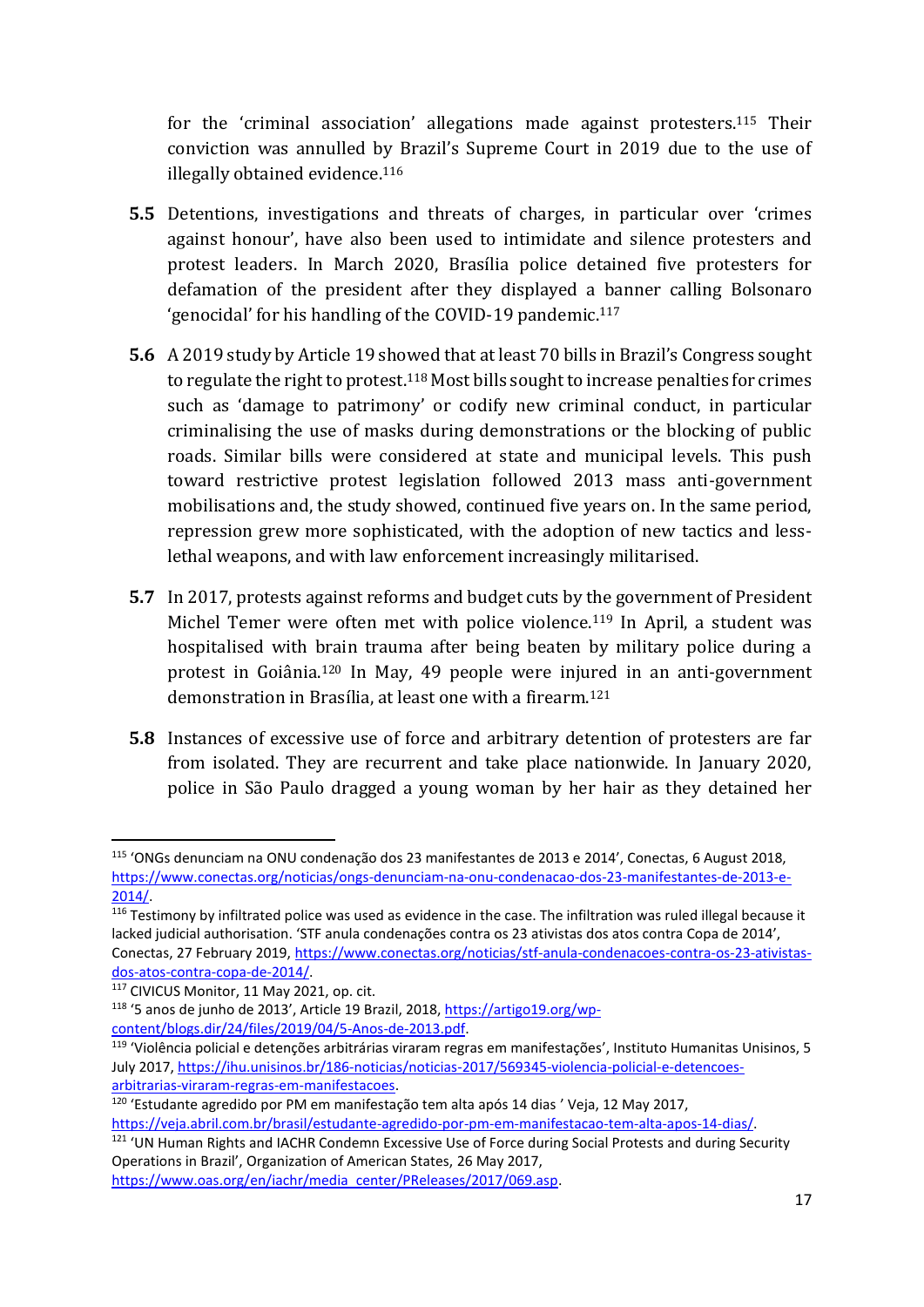for the 'criminal association' allegations made against protesters.[115] Their conviction was annulled by Brazil's Supreme Court in 2019 due to the use of illegally obtained evidence.[116]

**5.5** Detentions, investigations and threats of charges, in particular over 'crimes against honour', have also been used to intimidate and silence protesters and protest leaders. In March 2020, Brasília police detained five protesters for defamation of the president after they displayed a banner calling Bolsonaro 'genocidal' for his handling of the COVID-19 pandemic.[117]

**5.6** A 2019 study by Article 19 showed that at least 70 bills in Brazil's Congress sought to regulate the right to protest.[118] Most bills sought to increase penalties for crimes such as 'damage to patrimony' or codify new criminal conduct, in particular criminalising the use of masks during demonstrations or the blocking of public roads. Similar bills were considered at state and municipal levels. This push toward restrictive protest legislation followed 2013 mass anti-government mobilisations and, the study showed, continued five years on. In the same period, repression grew more sophisticated, with the adoption of new tactics and less-lethal weapons, and with law enforcement increasingly militarised.

**5.7** In 2017, protests against reforms and budget cuts by the government of President Michel Temer were often met with police violence.[119] In April, a student was hospitalised with brain trauma after being beaten by military police during a protest in Goiânia.[120] In May, 49 people were injured in an anti-government demonstration in Brasília, at least one with a firearm.[121]

**5.8** Instances of excessive use of force and arbitrary detention of protesters are far from isolated. They are recurrent and take place nationwide. In January 2020, police in São Paulo dragged a young woman by her hair as they detained her

---

[115] 'ONGs denunciam na ONU condenação dos 23 manifestantes de 2013 e 2014', Conectas, 6 August 2018, https://www.conectas.org/noticias/ongs-denunciam-na-onu-condenacao-dos-23-manifestantes-de-2013-e-2014/.

[116] Testimony by infiltrated police was used as evidence in the case. The infiltration was ruled illegal because it lacked judicial authorisation. 'STF anula condenações contra os 23 ativistas dos atos contra Copa de 2014', Conectas, 27 February 2019, https://www.conectas.org/noticias/stf-anula-condenacoes-contra-os-23-ativistas-dos-atos-contra-copa-de-2014/.

[117] CIVICUS Monitor, 11 May 2021, op. cit.

[118] '5 anos de junho de 2013', Article 19 Brazil, 2018, https://artigo19.org/wp-content/blogs.dir/24/files/2019/04/5-Anos-de-2013.pdf.

[119] 'Violência policial e detenções arbitrárias viraram regras em manifestações', Instituto Humanitas Unisinos, 5 July 2017, https://ihu.unisinos.br/186-noticias/noticias-2017/569345-violencia-policial-e-detencoes-arbitrarias-viraram-regras-em-manifestacoes.

[120] 'Estudante agredido por PM em manifestação tem alta após 14 dias ' Veja, 12 May 2017, https://veja.abril.com.br/brasil/estudante-agredido-por-pm-em-manifestacao-tem-alta-apos-14-dias/.

[121] 'UN Human Rights and IACHR Condemn Excessive Use of Force during Social Protests and during Security Operations in Brazil', Organization of American States, 26 May 2017, https://www.oas.org/en/iachr/media_center/PReleases/2017/069.asp.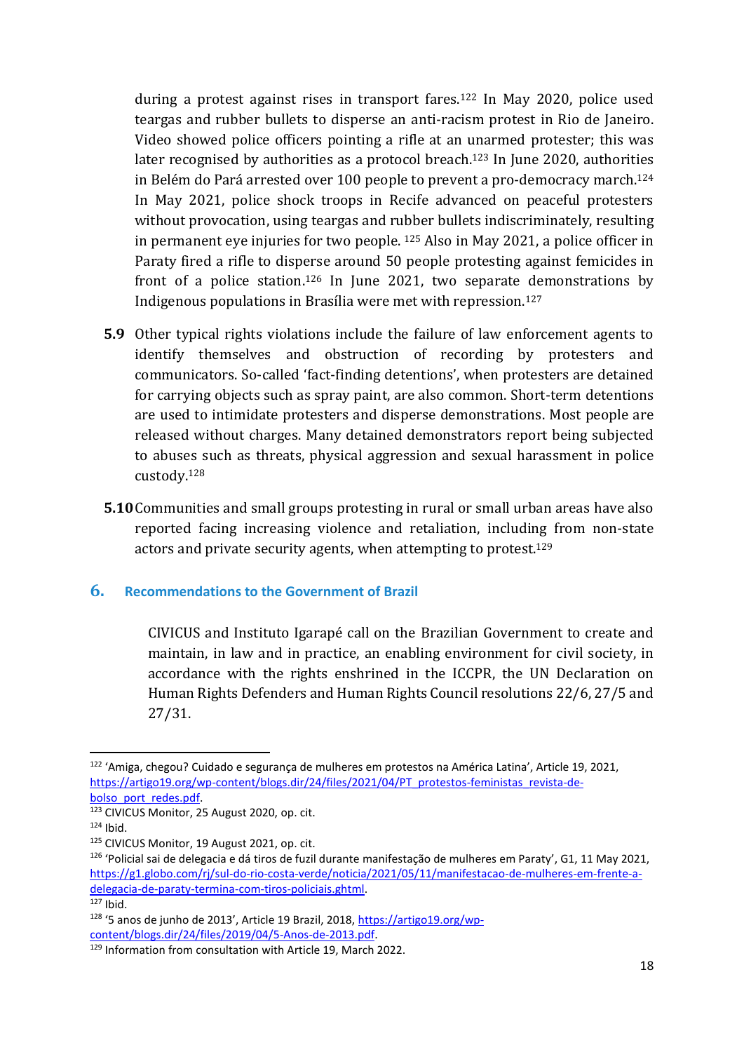during a protest against rises in transport fares.[122] In May 2020, police used teargas and rubber bullets to disperse an anti-racism protest in Rio de Janeiro. Video showed police officers pointing a rifle at an unarmed protester; this was later recognised by authorities as a protocol breach.[123] In June 2020, authorities in Belém do Pará arrested over 100 people to prevent a pro-democracy march.[124] In May 2021, police shock troops in Recife advanced on peaceful protesters without provocation, using teargas and rubber bullets indiscriminately, resulting in permanent eye injuries for two people.[125] Also in May 2021, a police officer in Paraty fired a rifle to disperse around 50 people protesting against femicides in front of a police station.[126] In June 2021, two separate demonstrations by Indigenous populations in Brasília were met with repression.[127]

**5.9** Other typical rights violations include the failure of law enforcement agents to identify themselves and obstruction of recording by protesters and communicators. So-called 'fact-finding detentions', when protesters are detained for carrying objects such as spray paint, are also common. Short-term detentions are used to intimidate protesters and disperse demonstrations. Most people are released without charges. Many detained demonstrators report being subjected to abuses such as threats, physical aggression and sexual harassment in police custody.[128]

**5.10** Communities and small groups protesting in rural or small urban areas have also reported facing increasing violence and retaliation, including from non-state actors and private security agents, when attempting to protest.[129]

## 6. Recommendations to the Government of Brazil

CIVICUS and Instituto Igarapé call on the Brazilian Government to create and maintain, in law and in practice, an enabling environment for civil society, in accordance with the rights enshrined in the ICCPR, the UN Declaration on Human Rights Defenders and Human Rights Council resolutions 22/6, 27/5 and 27/31.

---

[122] 'Amiga, chegou? Cuidado e segurança de mulheres em protestos na América Latina', Article 19, 2021, https://artigo19.org/wp-content/blogs.dir/24/files/2021/04/PT_protestos-feministas_revista-de-bolso_port_redes.pdf.

[123] CIVICUS Monitor, 25 August 2020, op. cit.

[124] Ibid.

[125] CIVICUS Monitor, 19 August 2021, op. cit.

[126] 'Policial sai de delegacia e dá tiros de fuzil durante manifestação de mulheres em Paraty', G1, 11 May 2021, https://g1.globo.com/rj/sul-do-rio-costa-verde/noticia/2021/05/11/manifestacao-de-mulheres-em-frente-a-delegacia-de-paraty-termina-com-tiros-policiais.ghtml.

[127] Ibid.

[128] '5 anos de junho de 2013', Article 19 Brazil, 2018, https://artigo19.org/wp-content/blogs.dir/24/files/2019/04/5-Anos-de-2013.pdf.

[129] Information from consultation with Article 19, March 2022.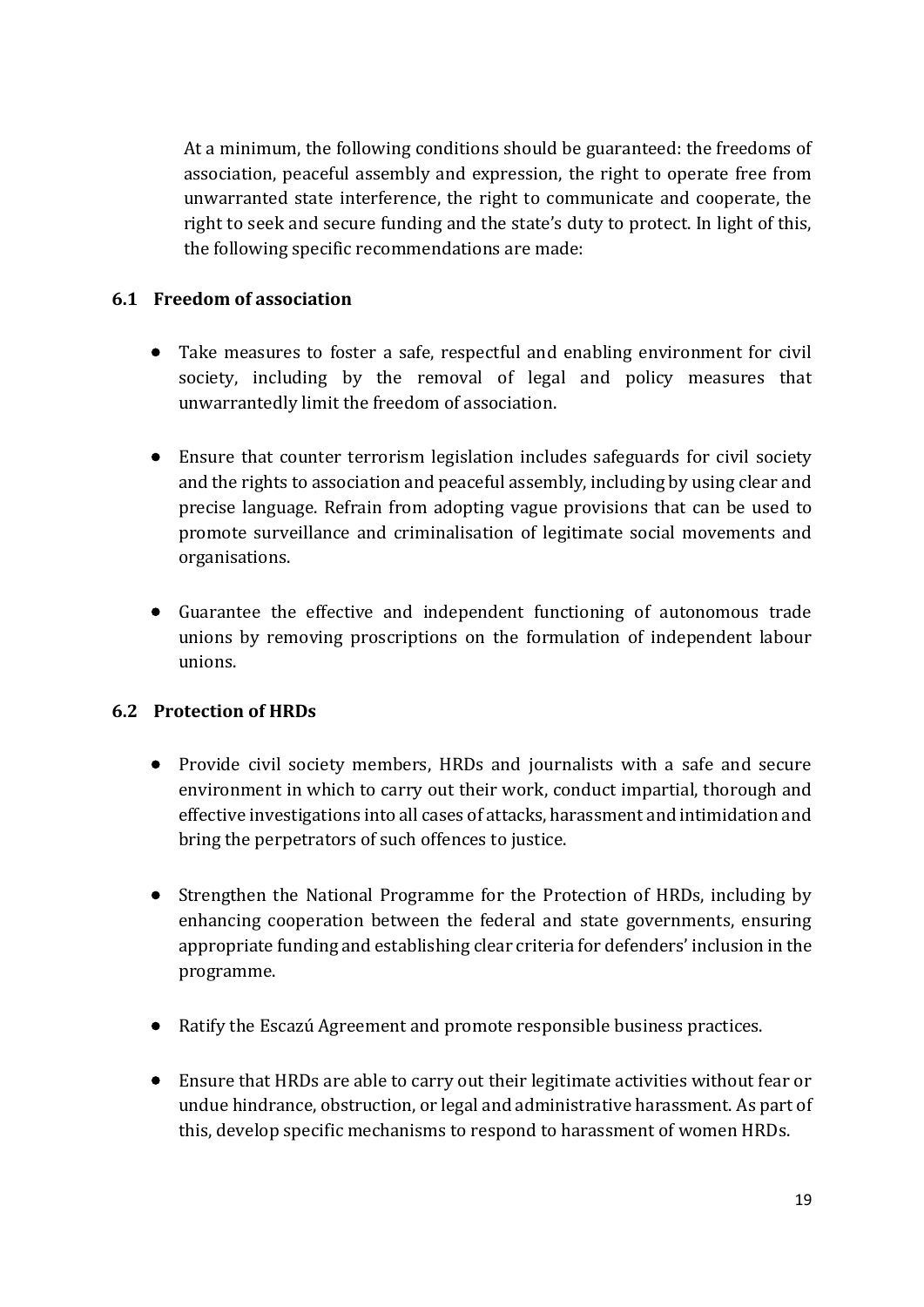At a minimum, the following conditions should be guaranteed: the freedoms of association, peaceful assembly and expression, the right to operate free from unwarranted state interference, the right to communicate and cooperate, the right to seek and secure funding and the state's duty to protect. In light of this, the following specific recommendations are made:

### 6.1 Freedom of association

- Take measures to foster a safe, respectful and enabling environment for civil society, including by the removal of legal and policy measures that unwarrantedly limit the freedom of association.

- Ensure that counter terrorism legislation includes safeguards for civil society and the rights to association and peaceful assembly, including by using clear and precise language. Refrain from adopting vague provisions that can be used to promote surveillance and criminalisation of legitimate social movements and organisations.

- Guarantee the effective and independent functioning of autonomous trade unions by removing proscriptions on the formulation of independent labour unions.

### 6.2 Protection of HRDs

- Provide civil society members, HRDs and journalists with a safe and secure environment in which to carry out their work, conduct impartial, thorough and effective investigations into all cases of attacks, harassment and intimidation and bring the perpetrators of such offences to justice.

- Strengthen the National Programme for the Protection of HRDs, including by enhancing cooperation between the federal and state governments, ensuring appropriate funding and establishing clear criteria for defenders' inclusion in the programme.

- Ratify the Escazú Agreement and promote responsible business practices.

- Ensure that HRDs are able to carry out their legitimate activities without fear or undue hindrance, obstruction, or legal and administrative harassment. As part of this, develop specific mechanisms to respond to harassment of women HRDs.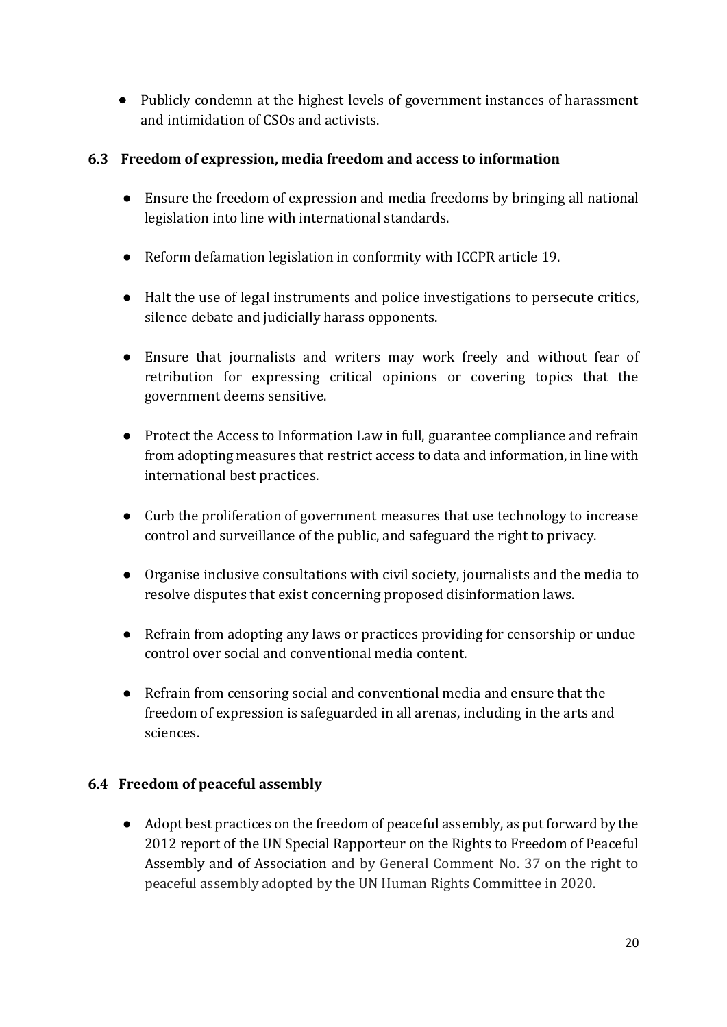- Publicly condemn at the highest levels of government instances of harassment and intimidation of CSOs and activists.

### 6.3 Freedom of expression, media freedom and access to information

- Ensure the freedom of expression and media freedoms by bringing all national legislation into line with international standards.
- Reform defamation legislation in conformity with ICCPR article 19.
- Halt the use of legal instruments and police investigations to persecute critics, silence debate and judicially harass opponents.
- Ensure that journalists and writers may work freely and without fear of retribution for expressing critical opinions or covering topics that the government deems sensitive.
- Protect the Access to Information Law in full, guarantee compliance and refrain from adopting measures that restrict access to data and information, in line with international best practices.
- Curb the proliferation of government measures that use technology to increase control and surveillance of the public, and safeguard the right to privacy.
- Organise inclusive consultations with civil society, journalists and the media to resolve disputes that exist concerning proposed disinformation laws.
- Refrain from adopting any laws or practices providing for censorship or undue control over social and conventional media content.
- Refrain from censoring social and conventional media and ensure that the freedom of expression is safeguarded in all arenas, including in the arts and sciences.

### 6.4 Freedom of peaceful assembly

- Adopt best practices on the freedom of peaceful assembly, as put forward by the 2012 report of the UN Special Rapporteur on the Rights to Freedom of Peaceful Assembly and of Association and by General Comment No. 37 on the right to peaceful assembly adopted by the UN Human Rights Committee in 2020.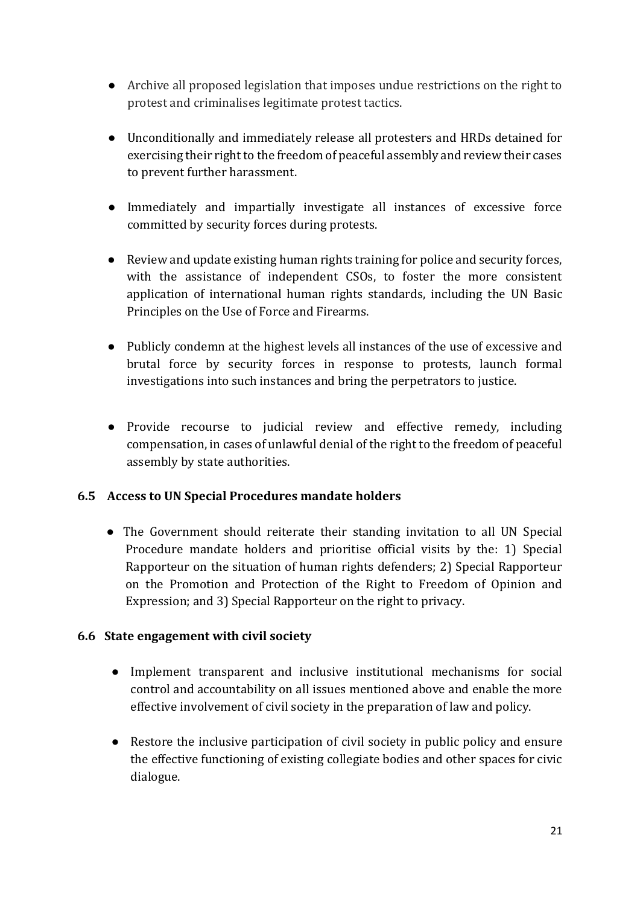- Archive all proposed legislation that imposes undue restrictions on the right to protest and criminalises legitimate protest tactics.

- Unconditionally and immediately release all protesters and HRDs detained for exercising their right to the freedom of peaceful assembly and review their cases to prevent further harassment.

- Immediately and impartially investigate all instances of excessive force committed by security forces during protests.

- Review and update existing human rights training for police and security forces, with the assistance of independent CSOs, to foster the more consistent application of international human rights standards, including the UN Basic Principles on the Use of Force and Firearms.

- Publicly condemn at the highest levels all instances of the use of excessive and brutal force by security forces in response to protests, launch formal investigations into such instances and bring the perpetrators to justice.

- Provide recourse to judicial review and effective remedy, including compensation, in cases of unlawful denial of the right to the freedom of peaceful assembly by state authorities.

### 6.5 Access to UN Special Procedures mandate holders

- The Government should reiterate their standing invitation to all UN Special Procedure mandate holders and prioritise official visits by the: 1) Special Rapporteur on the situation of human rights defenders; 2) Special Rapporteur on the Promotion and Protection of the Right to Freedom of Opinion and Expression; and 3) Special Rapporteur on the right to privacy.

### 6.6 State engagement with civil society

- Implement transparent and inclusive institutional mechanisms for social control and accountability on all issues mentioned above and enable the more effective involvement of civil society in the preparation of law and policy.

- Restore the inclusive participation of civil society in public policy and ensure the effective functioning of existing collegiate bodies and other spaces for civic dialogue.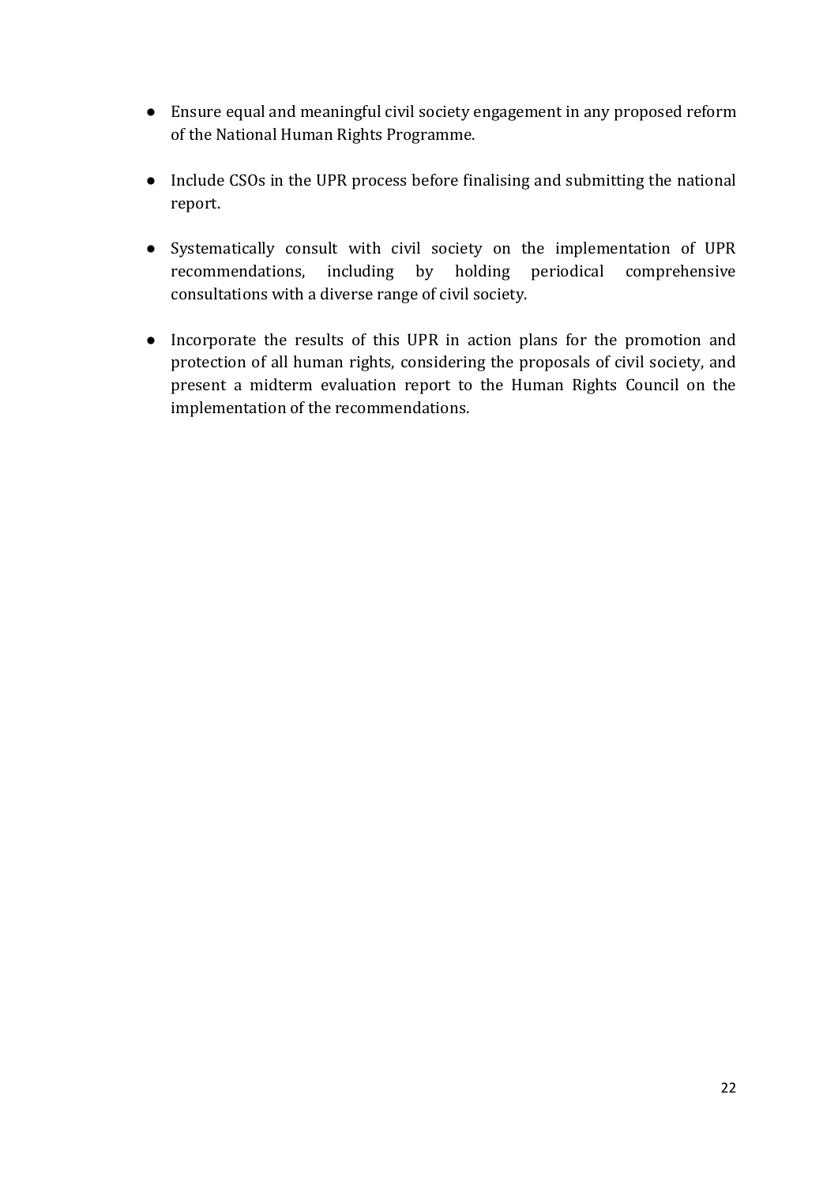- Ensure equal and meaningful civil society engagement in any proposed reform of the National Human Rights Programme.

- Include CSOs in the UPR process before finalising and submitting the national report.

- Systematically consult with civil society on the implementation of UPR recommendations, including by holding periodical comprehensive consultations with a diverse range of civil society.

- Incorporate the results of this UPR in action plans for the promotion and protection of all human rights, considering the proposals of civil society, and present a midterm evaluation report to the Human Rights Council on the implementation of the recommendations.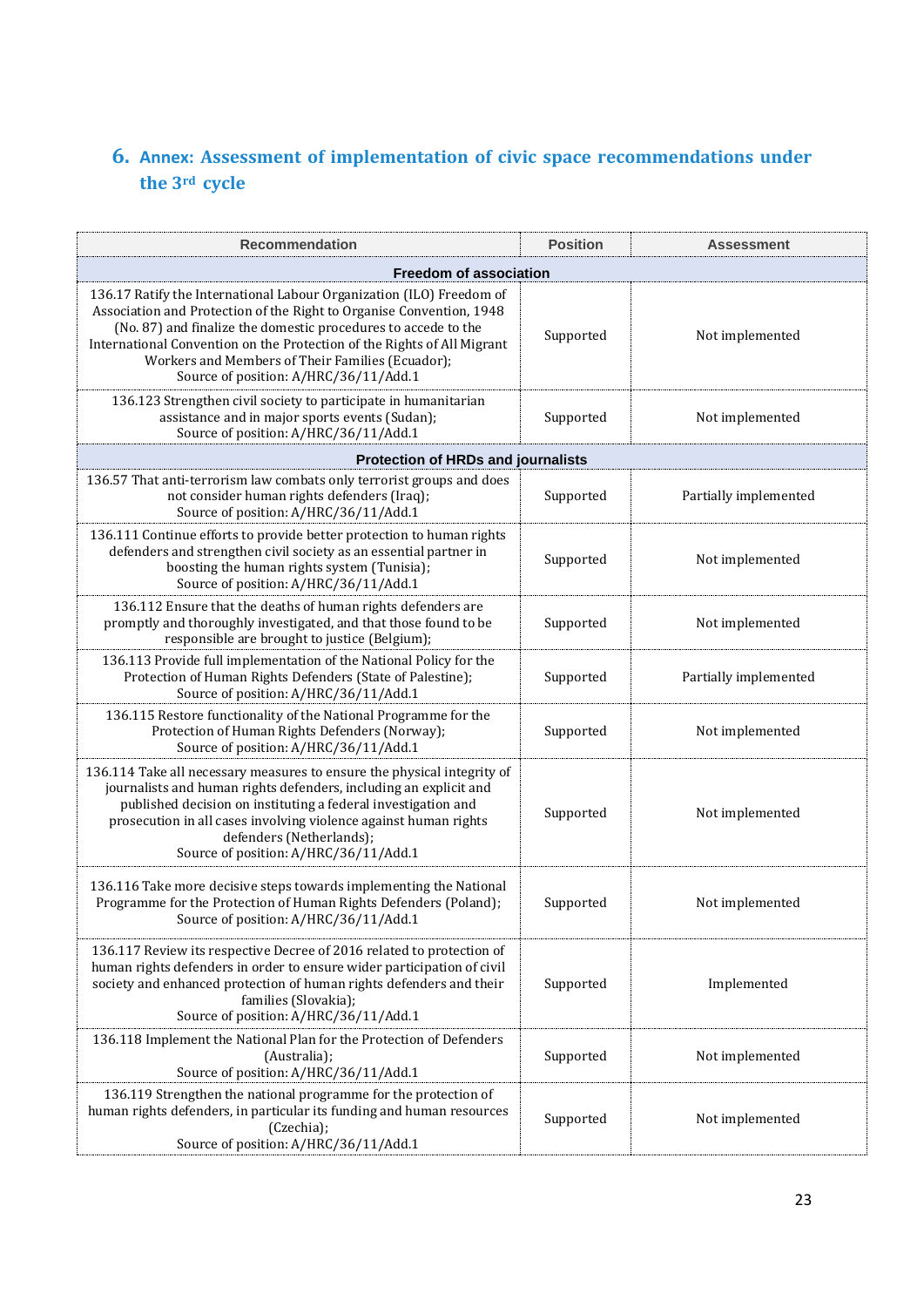## 6. Annex: Assessment of implementation of civic space recommendations under the 3rd cycle

| Recommendation | Position | Assessment |
|---|---|---|
| **Freedom of association** | | |
| 136.17 Ratify the International Labour Organization (ILO) Freedom of Association and Protection of the Right to Organise Convention, 1948 (No. 87) and finalize the domestic procedures to accede to the International Convention on the Protection of the Rights of All Migrant Workers and Members of Their Families (Ecuador); Source of position: A/HRC/36/11/Add.1 | Supported | Not implemented |
| 136.123 Strengthen civil society to participate in humanitarian assistance and in major sports events (Sudan); Source of position: A/HRC/36/11/Add.1 | Supported | Not implemented |
| **Protection of HRDs and journalists** | | |
| 136.57 That anti-terrorism law combats only terrorist groups and does not consider human rights defenders (Iraq); Source of position: A/HRC/36/11/Add.1 | Supported | Partially implemented |
| 136.111 Continue efforts to provide better protection to human rights defenders and strengthen civil society as an essential partner in boosting the human rights system (Tunisia); Source of position: A/HRC/36/11/Add.1 | Supported | Not implemented |
| 136.112 Ensure that the deaths of human rights defenders are promptly and thoroughly investigated, and that those found to be responsible are brought to justice (Belgium); | Supported | Not implemented |
| 136.113 Provide full implementation of the National Policy for the Protection of Human Rights Defenders (State of Palestine); Source of position: A/HRC/36/11/Add.1 | Supported | Partially implemented |
| 136.115 Restore functionality of the National Programme for the Protection of Human Rights Defenders (Norway); Source of position: A/HRC/36/11/Add.1 | Supported | Not implemented |
| 136.114 Take all necessary measures to ensure the physical integrity of journalists and human rights defenders, including an explicit and published decision on instituting a federal investigation and prosecution in all cases involving violence against human rights defenders (Netherlands); Source of position: A/HRC/36/11/Add.1 | Supported | Not implemented |
| 136.116 Take more decisive steps towards implementing the National Programme for the Protection of Human Rights Defenders (Poland); Source of position: A/HRC/36/11/Add.1 | Supported | Not implemented |
| 136.117 Review its respective Decree of 2016 related to protection of human rights defenders in order to ensure wider participation of civil society and enhanced protection of human rights defenders and their families (Slovakia); Source of position: A/HRC/36/11/Add.1 | Supported | Implemented |
| 136.118 Implement the National Plan for the Protection of Defenders (Australia); Source of position: A/HRC/36/11/Add.1 | Supported | Not implemented |
| 136.119 Strengthen the national programme for the protection of human rights defenders, in particular its funding and human resources (Czechia); Source of position: A/HRC/36/11/Add.1 | Supported | Not implemented |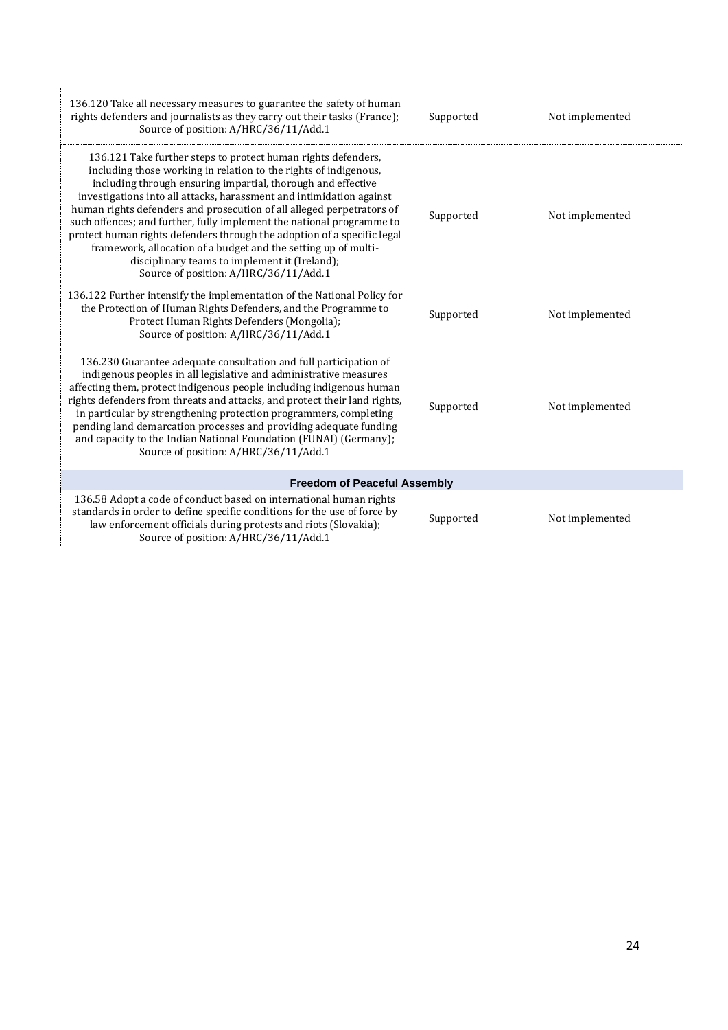| | | |
|---|---|---|
| 136.120 Take all necessary measures to guarantee the safety of human rights defenders and journalists as they carry out their tasks (France); Source of position: A/HRC/36/11/Add.1 | Supported | Not implemented |
| 136.121 Take further steps to protect human rights defenders, including those working in relation to the rights of indigenous, including through ensuring impartial, thorough and effective investigations into all attacks, harassment and intimidation against human rights defenders and prosecution of all alleged perpetrators of such offences; and further, fully implement the national programme to protect human rights defenders through the adoption of a specific legal framework, allocation of a budget and the setting up of multi-disciplinary teams to implement it (Ireland); Source of position: A/HRC/36/11/Add.1 | Supported | Not implemented |
| 136.122 Further intensify the implementation of the National Policy for the Protection of Human Rights Defenders, and the Programme to Protect Human Rights Defenders (Mongolia); Source of position: A/HRC/36/11/Add.1 | Supported | Not implemented |
| 136.230 Guarantee adequate consultation and full participation of indigenous peoples in all legislative and administrative measures affecting them, protect indigenous people including indigenous human rights defenders from threats and attacks, and protect their land rights, in particular by strengthening protection programmers, completing pending land demarcation processes and providing adequate funding and capacity to the Indian National Foundation (FUNAI) (Germany); Source of position: A/HRC/36/11/Add.1 | Supported | Not implemented |
| **Freedom of Peaceful Assembly** | | |
| 136.58 Adopt a code of conduct based on international human rights standards in order to define specific conditions for the use of force by law enforcement officials during protests and riots (Slovakia); Source of position: A/HRC/36/11/Add.1 | Supported | Not implemented |